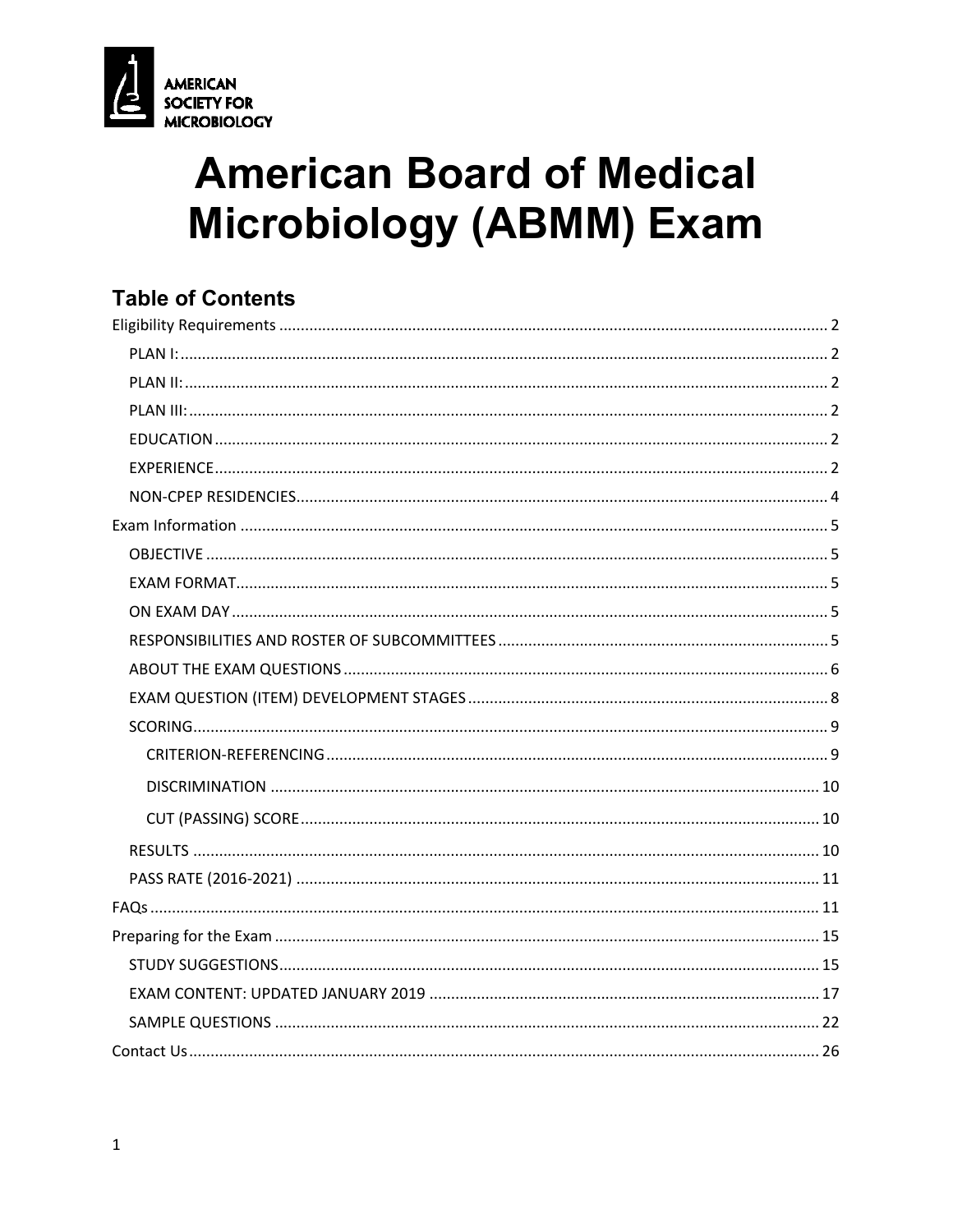AMERICAN SOCIETY FOR MICROBIOLOGY

# American Board of Medical Microbiology (ABMM) Exam

## Table of Contents

- Eligibility Requirements ... 2
  - PLAN I: ... 2
  - PLAN II: ... 2
  - PLAN III: ... 2
  - EDUCATION ... 2
  - EXPERIENCE ... 2
  - NON-CPEP RESIDENCIES ... 4
- Exam Information ... 5
  - OBJECTIVE ... 5
  - EXAM FORMAT ... 5
  - ON EXAM DAY ... 5
  - RESPONSIBILITIES AND ROSTER OF SUBCOMMITTEES ... 5
  - ABOUT THE EXAM QUESTIONS ... 6
  - EXAM QUESTION (ITEM) DEVELOPMENT STAGES ... 8
  - SCORING ... 9
    - CRITERION-REFERENCING ... 9
    - DISCRIMINATION ... 10
    - CUT (PASSING) SCORE ... 10
  - RESULTS ... 10
  - PASS RATE (2016-2021) ... 11
- FAQs ... 11
- Preparing for the Exam ... 15
  - STUDY SUGGESTIONS ... 15
  - EXAM CONTENT: UPDATED JANUARY 2019 ... 17
  - SAMPLE QUESTIONS ... 22
- Contact Us ... 26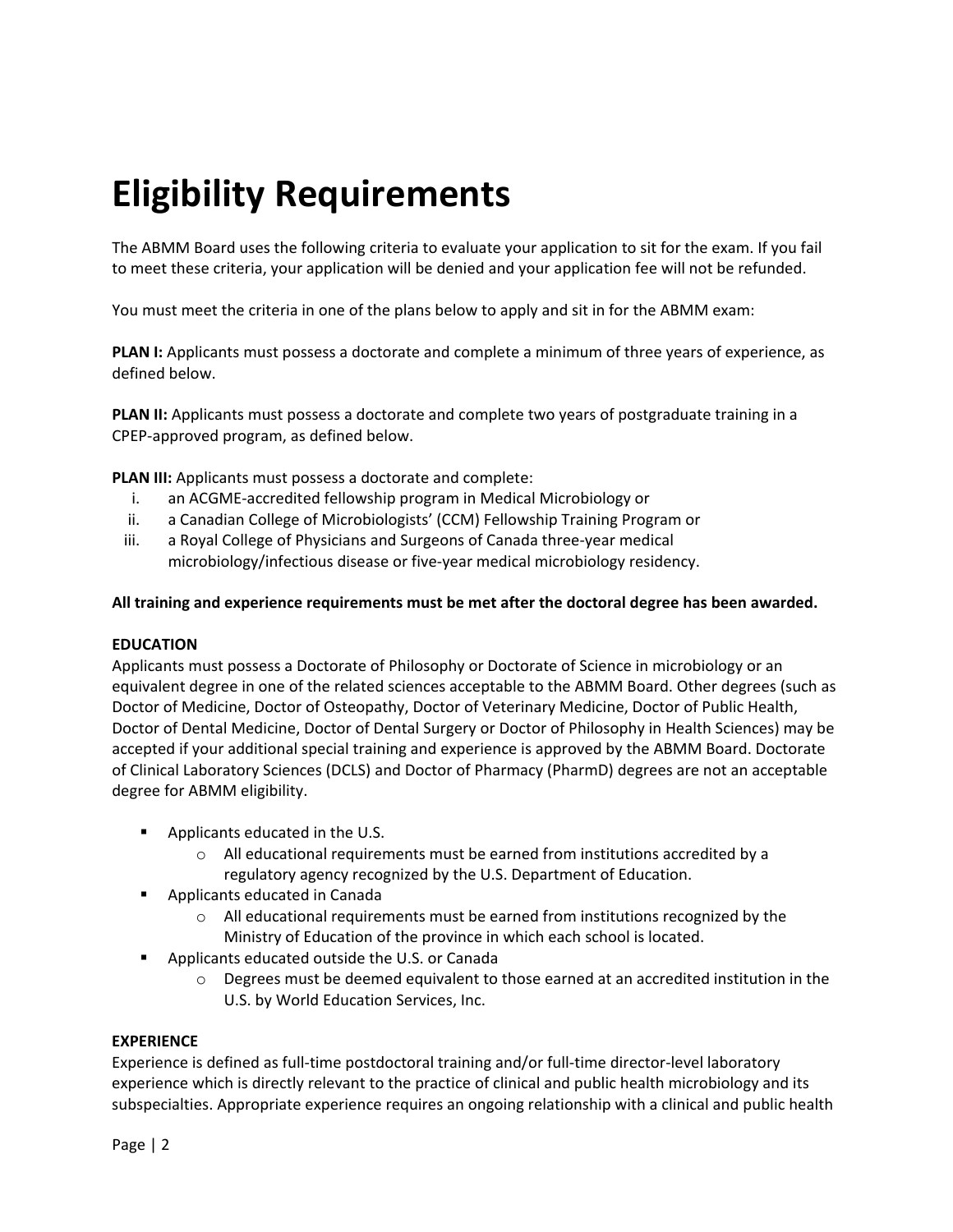# Eligibility Requirements

The ABMM Board uses the following criteria to evaluate your application to sit for the exam. If you fail to meet these criteria, your application will be denied and your application fee will not be refunded.

You must meet the criteria in one of the plans below to apply and sit in for the ABMM exam:

**PLAN I:** Applicants must possess a doctorate and complete a minimum of three years of experience, as defined below.

**PLAN II:** Applicants must possess a doctorate and complete two years of postgraduate training in a CPEP-approved program, as defined below.

**PLAN III:** Applicants must possess a doctorate and complete:

i. an ACGME-accredited fellowship program in Medical Microbiology or
ii. a Canadian College of Microbiologists' (CCM) Fellowship Training Program or
iii. a Royal College of Physicians and Surgeons of Canada three-year medical microbiology/infectious disease or five-year medical microbiology residency.

**All training and experience requirements must be met after the doctoral degree has been awarded.**

**EDUCATION**

Applicants must possess a Doctorate of Philosophy or Doctorate of Science in microbiology or an equivalent degree in one of the related sciences acceptable to the ABMM Board. Other degrees (such as Doctor of Medicine, Doctor of Osteopathy, Doctor of Veterinary Medicine, Doctor of Public Health, Doctor of Dental Medicine, Doctor of Dental Surgery or Doctor of Philosophy in Health Sciences) may be accepted if your additional special training and experience is approved by the ABMM Board. Doctorate of Clinical Laboratory Sciences (DCLS) and Doctor of Pharmacy (PharmD) degrees are not an acceptable degree for ABMM eligibility.

- Applicants educated in the U.S.
  - All educational requirements must be earned from institutions accredited by a regulatory agency recognized by the U.S. Department of Education.
- Applicants educated in Canada
  - All educational requirements must be earned from institutions recognized by the Ministry of Education of the province in which each school is located.
- Applicants educated outside the U.S. or Canada
  - Degrees must be deemed equivalent to those earned at an accredited institution in the U.S. by World Education Services, Inc.

**EXPERIENCE**

Experience is defined as full-time postdoctoral training and/or full-time director-level laboratory experience which is directly relevant to the practice of clinical and public health microbiology and its subspecialties. Appropriate experience requires an ongoing relationship with a clinical and public health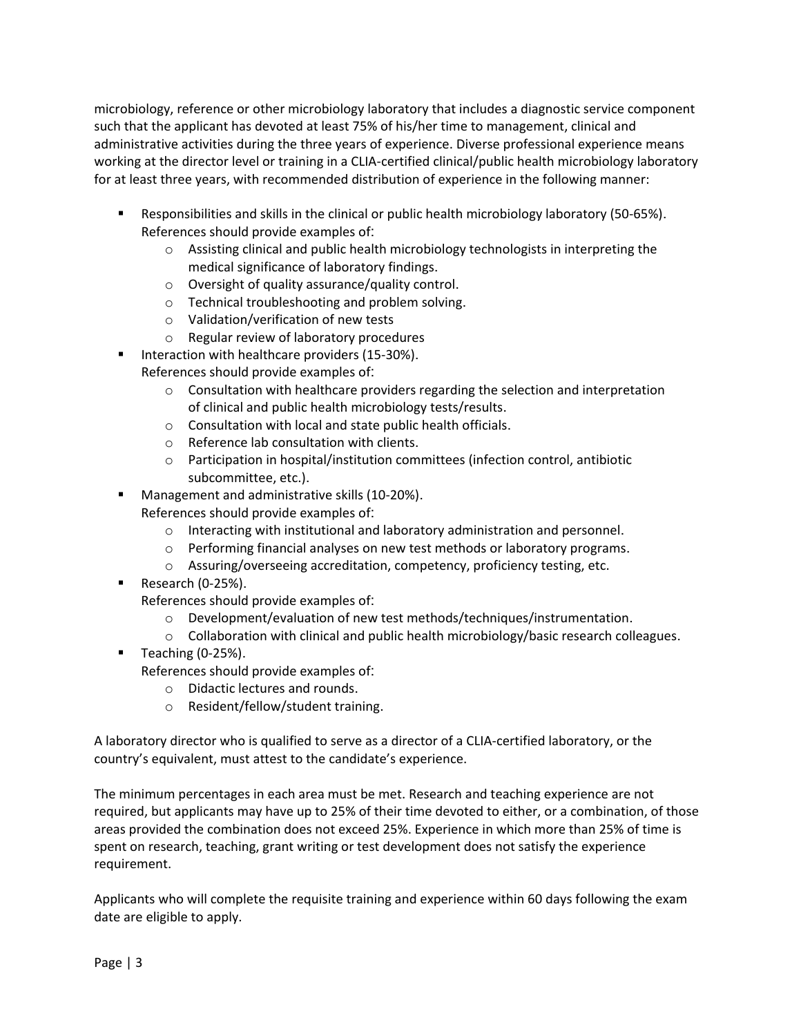microbiology, reference or other microbiology laboratory that includes a diagnostic service component such that the applicant has devoted at least 75% of his/her time to management, clinical and administrative activities during the three years of experience. Diverse professional experience means working at the director level or training in a CLIA-certified clinical/public health microbiology laboratory for at least three years, with recommended distribution of experience in the following manner:

- Responsibilities and skills in the clinical or public health microbiology laboratory (50-65%). References should provide examples of:
    - Assisting clinical and public health microbiology technologists in interpreting the medical significance of laboratory findings.
    - Oversight of quality assurance/quality control.
    - Technical troubleshooting and problem solving.
    - Validation/verification of new tests
    - Regular review of laboratory procedures
- Interaction with healthcare providers (15-30%).
  References should provide examples of:
    - Consultation with healthcare providers regarding the selection and interpretation of clinical and public health microbiology tests/results.
    - Consultation with local and state public health officials.
    - Reference lab consultation with clients.
    - Participation in hospital/institution committees (infection control, antibiotic subcommittee, etc.).
- Management and administrative skills (10-20%).
  References should provide examples of:
    - Interacting with institutional and laboratory administration and personnel.
    - Performing financial analyses on new test methods or laboratory programs.
    - Assuring/overseeing accreditation, competency, proficiency testing, etc.
- Research (0-25%).
  References should provide examples of:
    - Development/evaluation of new test methods/techniques/instrumentation.
    - Collaboration with clinical and public health microbiology/basic research colleagues.
- Teaching (0-25%).
  References should provide examples of:
    - Didactic lectures and rounds.
    - Resident/fellow/student training.

A laboratory director who is qualified to serve as a director of a CLIA-certified laboratory, or the country's equivalent, must attest to the candidate's experience.

The minimum percentages in each area must be met. Research and teaching experience are not required, but applicants may have up to 25% of their time devoted to either, or a combination, of those areas provided the combination does not exceed 25%. Experience in which more than 25% of time is spent on research, teaching, grant writing or test development does not satisfy the experience requirement.

Applicants who will complete the requisite training and experience within 60 days following the exam date are eligible to apply.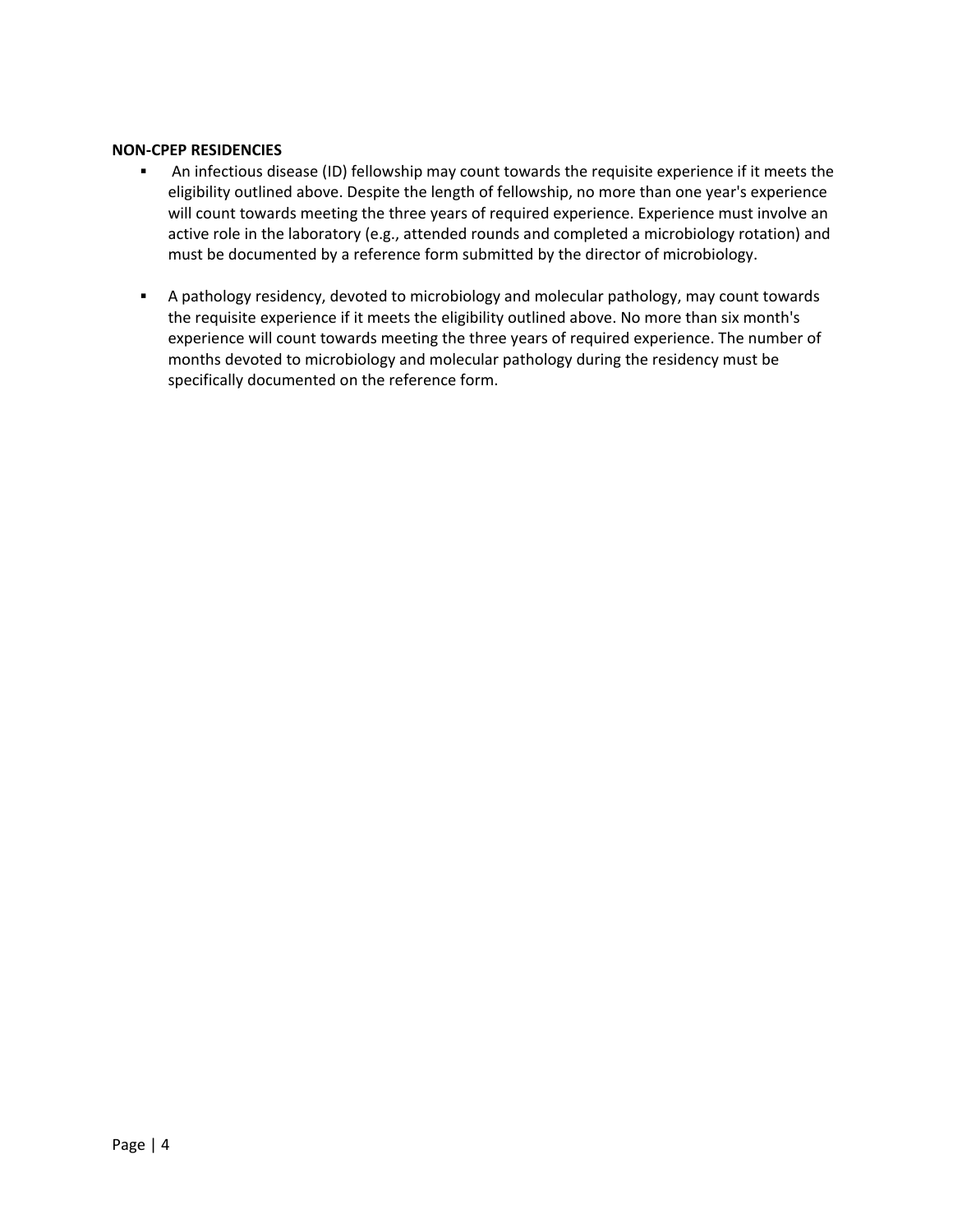**NON-CPEP RESIDENCIES**

- An infectious disease (ID) fellowship may count towards the requisite experience if it meets the eligibility outlined above. Despite the length of fellowship, no more than one year's experience will count towards meeting the three years of required experience. Experience must involve an active role in the laboratory (e.g., attended rounds and completed a microbiology rotation) and must be documented by a reference form submitted by the director of microbiology.

- A pathology residency, devoted to microbiology and molecular pathology, may count towards the requisite experience if it meets the eligibility outlined above. No more than six month's experience will count towards meeting the three years of required experience. The number of months devoted to microbiology and molecular pathology during the residency must be specifically documented on the reference form.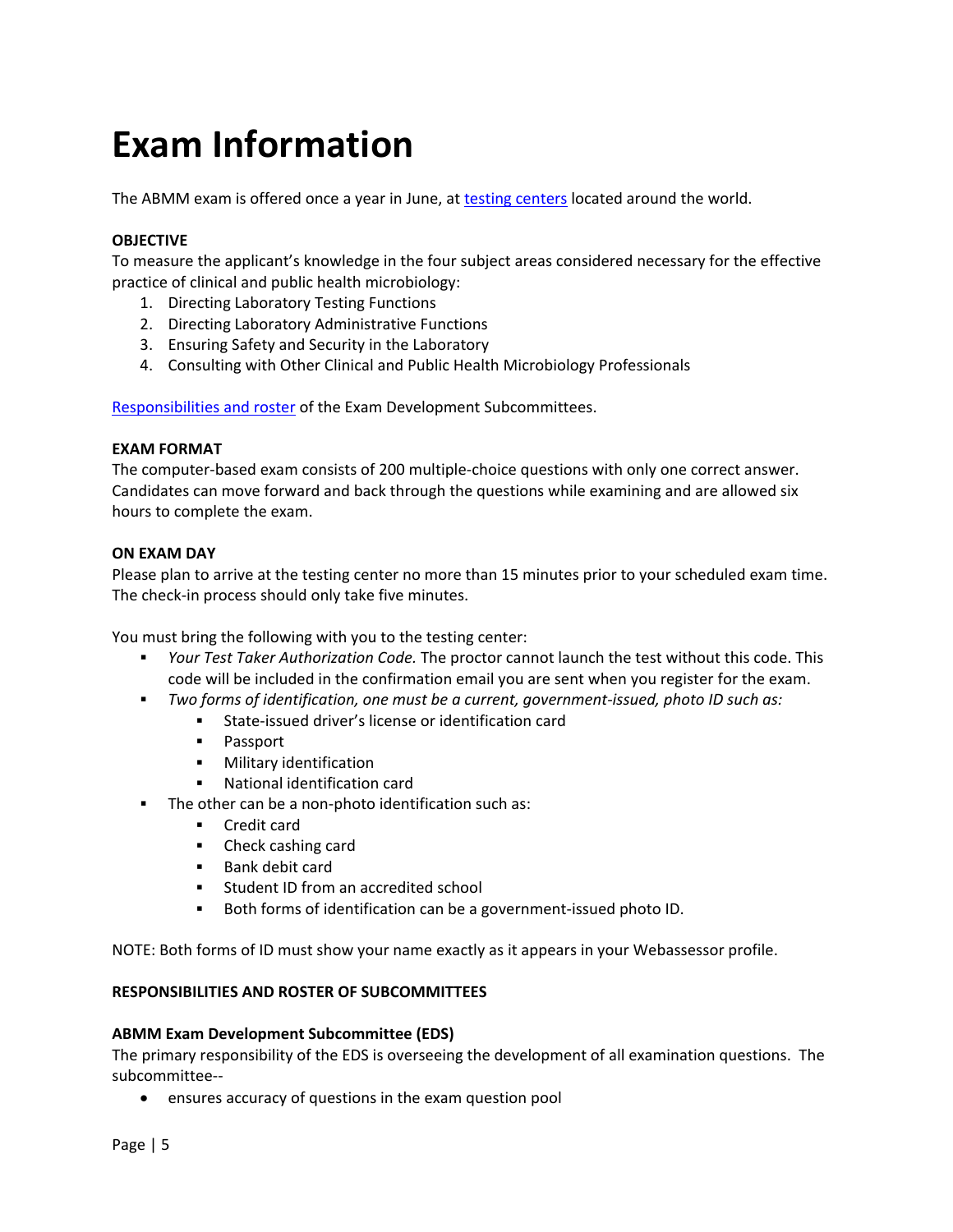# Exam Information

The ABMM exam is offered once a year in June, at [testing centers](#) located around the world.

**OBJECTIVE**

To measure the applicant's knowledge in the four subject areas considered necessary for the effective practice of clinical and public health microbiology:

1. Directing Laboratory Testing Functions
2. Directing Laboratory Administrative Functions
3. Ensuring Safety and Security in the Laboratory
4. Consulting with Other Clinical and Public Health Microbiology Professionals

[Responsibilities and roster](#) of the Exam Development Subcommittees.

**EXAM FORMAT**

The computer-based exam consists of 200 multiple-choice questions with only one correct answer. Candidates can move forward and back through the questions while examining and are allowed six hours to complete the exam.

**ON EXAM DAY**

Please plan to arrive at the testing center no more than 15 minutes prior to your scheduled exam time. The check-in process should only take five minutes.

You must bring the following with you to the testing center:

- *Your Test Taker Authorization Code.* The proctor cannot launch the test without this code. This code will be included in the confirmation email you are sent when you register for the exam.
- *Two forms of identification, one must be a current, government-issued, photo ID such as:*
  - State-issued driver's license or identification card
  - Passport
  - Military identification
  - National identification card
- The other can be a non-photo identification such as:
  - Credit card
  - Check cashing card
  - Bank debit card
  - Student ID from an accredited school
  - Both forms of identification can be a government-issued photo ID.

NOTE: Both forms of ID must show your name exactly as it appears in your Webassessor profile.

**RESPONSIBILITIES AND ROSTER OF SUBCOMMITTEES**

**ABMM Exam Development Subcommittee (EDS)**

The primary responsibility of the EDS is overseeing the development of all examination questions. The subcommittee--

- ensures accuracy of questions in the exam question pool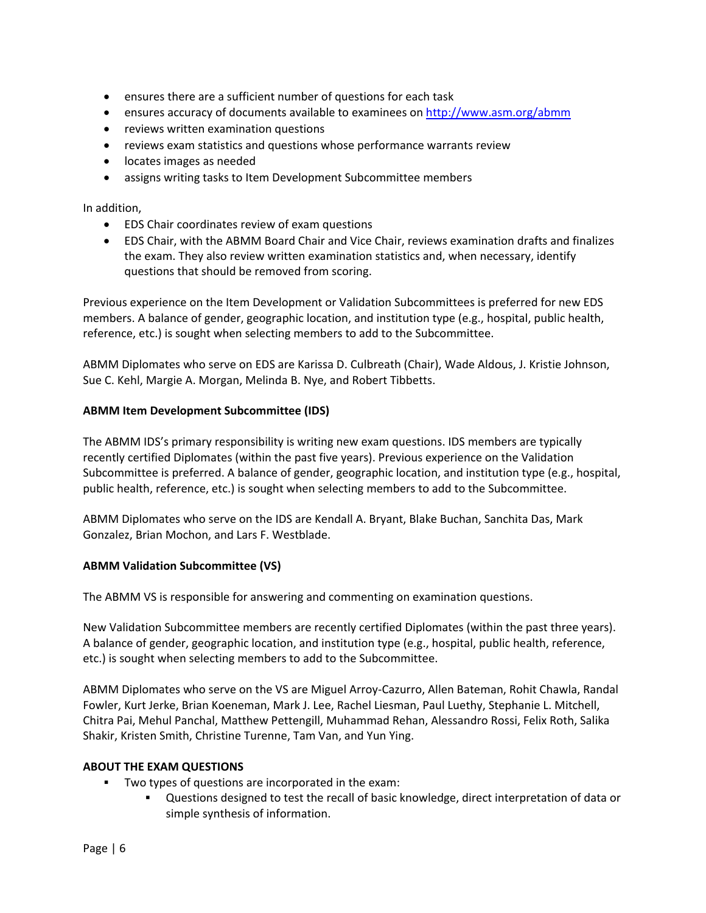- ensures there are a sufficient number of questions for each task
- ensures accuracy of documents available to examinees on [http://www.asm.org/abmm](http://www.asm.org/abmm)
- reviews written examination questions
- reviews exam statistics and questions whose performance warrants review
- locates images as needed
- assigns writing tasks to Item Development Subcommittee members

In addition,

- EDS Chair coordinates review of exam questions
- EDS Chair, with the ABMM Board Chair and Vice Chair, reviews examination drafts and finalizes the exam. They also review written examination statistics and, when necessary, identify questions that should be removed from scoring.

Previous experience on the Item Development or Validation Subcommittees is preferred for new EDS members. A balance of gender, geographic location, and institution type (e.g., hospital, public health, reference, etc.) is sought when selecting members to add to the Subcommittee.

ABMM Diplomates who serve on EDS are Karissa D. Culbreath (Chair), Wade Aldous, J. Kristie Johnson, Sue C. Kehl, Margie A. Morgan, Melinda B. Nye, and Robert Tibbetts.

**ABMM Item Development Subcommittee (IDS)**

The ABMM IDS's primary responsibility is writing new exam questions. IDS members are typically recently certified Diplomates (within the past five years). Previous experience on the Validation Subcommittee is preferred. A balance of gender, geographic location, and institution type (e.g., hospital, public health, reference, etc.) is sought when selecting members to add to the Subcommittee.

ABMM Diplomates who serve on the IDS are Kendall A. Bryant, Blake Buchan, Sanchita Das, Mark Gonzalez, Brian Mochon, and Lars F. Westblade.

**ABMM Validation Subcommittee (VS)**

The ABMM VS is responsible for answering and commenting on examination questions.

New Validation Subcommittee members are recently certified Diplomates (within the past three years). A balance of gender, geographic location, and institution type (e.g., hospital, public health, reference, etc.) is sought when selecting members to add to the Subcommittee.

ABMM Diplomates who serve on the VS are Miguel Arroy-Cazurro, Allen Bateman, Rohit Chawla, Randal Fowler, Kurt Jerke, Brian Koeneman, Mark J. Lee, Rachel Liesman, Paul Luethy, Stephanie L. Mitchell, Chitra Pai, Mehul Panchal, Matthew Pettengill, Muhammad Rehan, Alessandro Rossi, Felix Roth, Salika Shakir, Kristen Smith, Christine Turenne, Tam Van, and Yun Ying.

**ABOUT THE EXAM QUESTIONS**

- Two types of questions are incorporated in the exam:
  - Questions designed to test the recall of basic knowledge, direct interpretation of data or simple synthesis of information.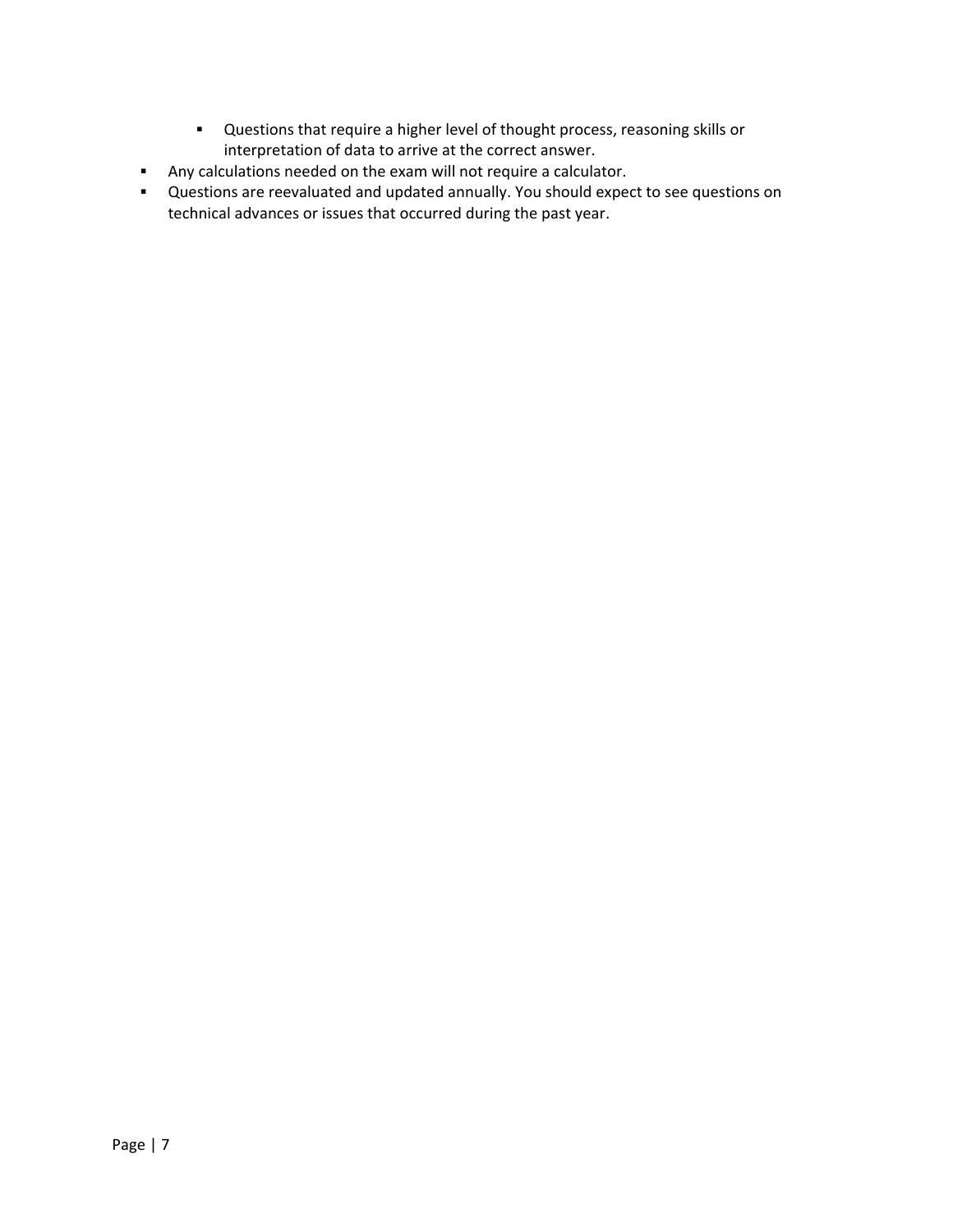- Questions that require a higher level of thought process, reasoning skills or interpretation of data to arrive at the correct answer.
- Any calculations needed on the exam will not require a calculator.
- Questions are reevaluated and updated annually. You should expect to see questions on technical advances or issues that occurred during the past year.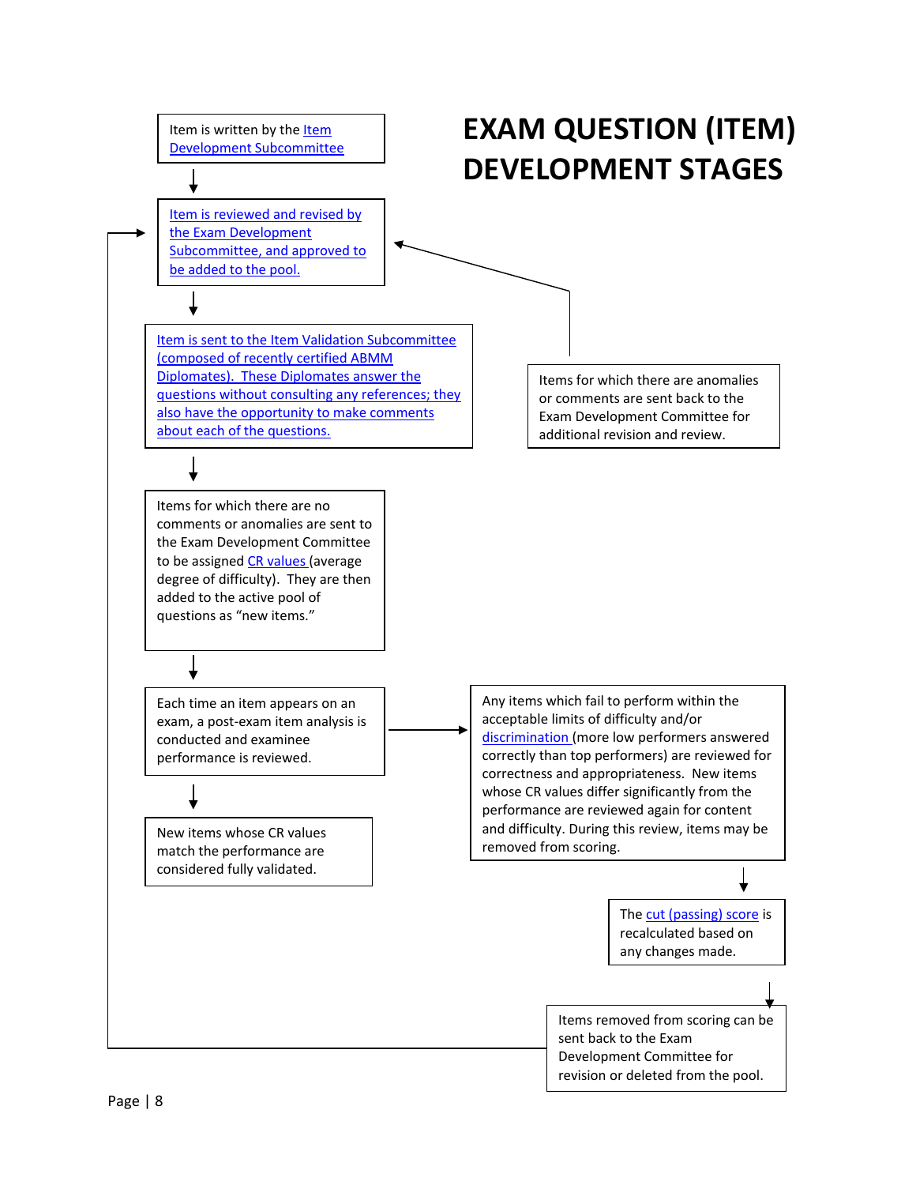# EXAM QUESTION (ITEM) DEVELOPMENT STAGES

Item is written by the Item Development Subcommittee

↓

Item is reviewed and revised by the Exam Development Subcommittee, and approved to be added to the pool.

↓

Item is sent to the Item Validation Subcommittee (composed of recently certified ABMM Diplomates). These Diplomates answer the questions without consulting any references; they also have the opportunity to make comments about each of the questions.

→ Items for which there are anomalies or comments are sent back to the Exam Development Committee for additional revision and review.

↓

Items for which there are no comments or anomalies are sent to the Exam Development Committee to be assigned CR values (average degree of difficulty). They are then added to the active pool of questions as "new items."

↓

Each time an item appears on an exam, a post-exam item analysis is conducted and examinee performance is reviewed.

↓

New items whose CR values match the performance are considered fully validated.

→ Any items which fail to perform within the acceptable limits of difficulty and/or discrimination (more low performers answered correctly than top performers) are reviewed for correctness and appropriateness. New items whose CR values differ significantly from the performance are reviewed again for content and difficulty. During this review, items may be removed from scoring.

↓

The cut (passing) score is recalculated based on any changes made.

↓

Items removed from scoring can be sent back to the Exam Development Committee for revision or deleted from the pool.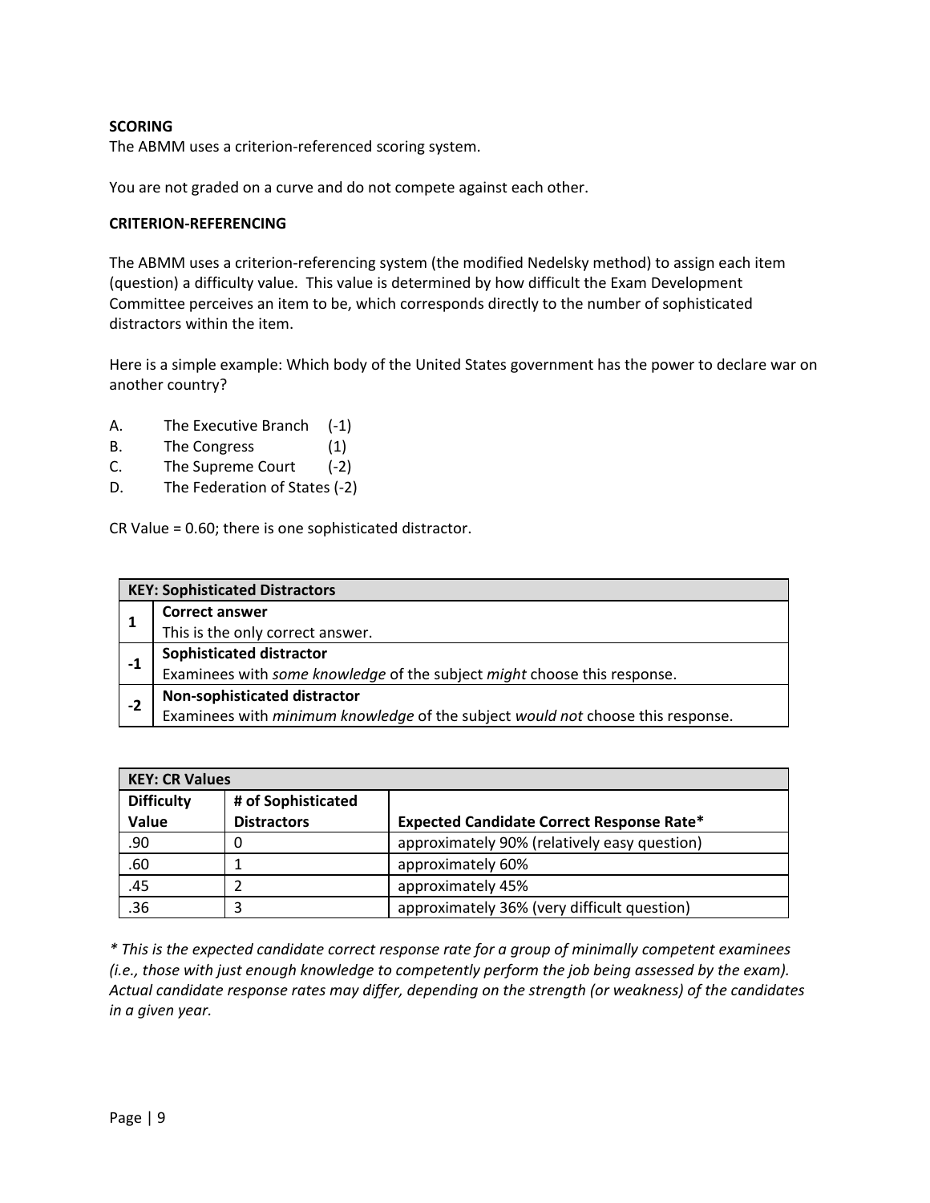**SCORING**

The ABMM uses a criterion-referenced scoring system.

You are not graded on a curve and do not compete against each other.

**CRITERION-REFERENCING**

The ABMM uses a criterion-referencing system (the modified Nedelsky method) to assign each item (question) a difficulty value. This value is determined by how difficult the Exam Development Committee perceives an item to be, which corresponds directly to the number of sophisticated distractors within the item.

Here is a simple example: Which body of the United States government has the power to declare war on another country?

A. The Executive Branch (-1)
B. The Congress (1)
C. The Supreme Court (-2)
D. The Federation of States (-2)

CR Value = 0.60; there is one sophisticated distractor.

| KEY: Sophisticated Distractors | |
|---|---|
| 1 | **Correct answer**<br>This is the only correct answer. |
| -1 | **Sophisticated distractor**<br>Examinees with *some knowledge* of the subject *might* choose this response. |
| -2 | **Non-sophisticated distractor**<br>Examinees with *minimum knowledge* of the subject *would not* choose this response. |

| KEY: CR Values | | |
|---|---|---|
| **Difficulty Value** | **# of Sophisticated Distractors** | **Expected Candidate Correct Response Rate*** |
| .90 | 0 | approximately 90% (relatively easy question) |
| .60 | 1 | approximately 60% |
| .45 | 2 | approximately 45% |
| .36 | 3 | approximately 36% (very difficult question) |

*\* This is the expected candidate correct response rate for a group of minimally competent examinees (i.e., those with just enough knowledge to competently perform the job being assessed by the exam). Actual candidate response rates may differ, depending on the strength (or weakness) of the candidates in a given year.*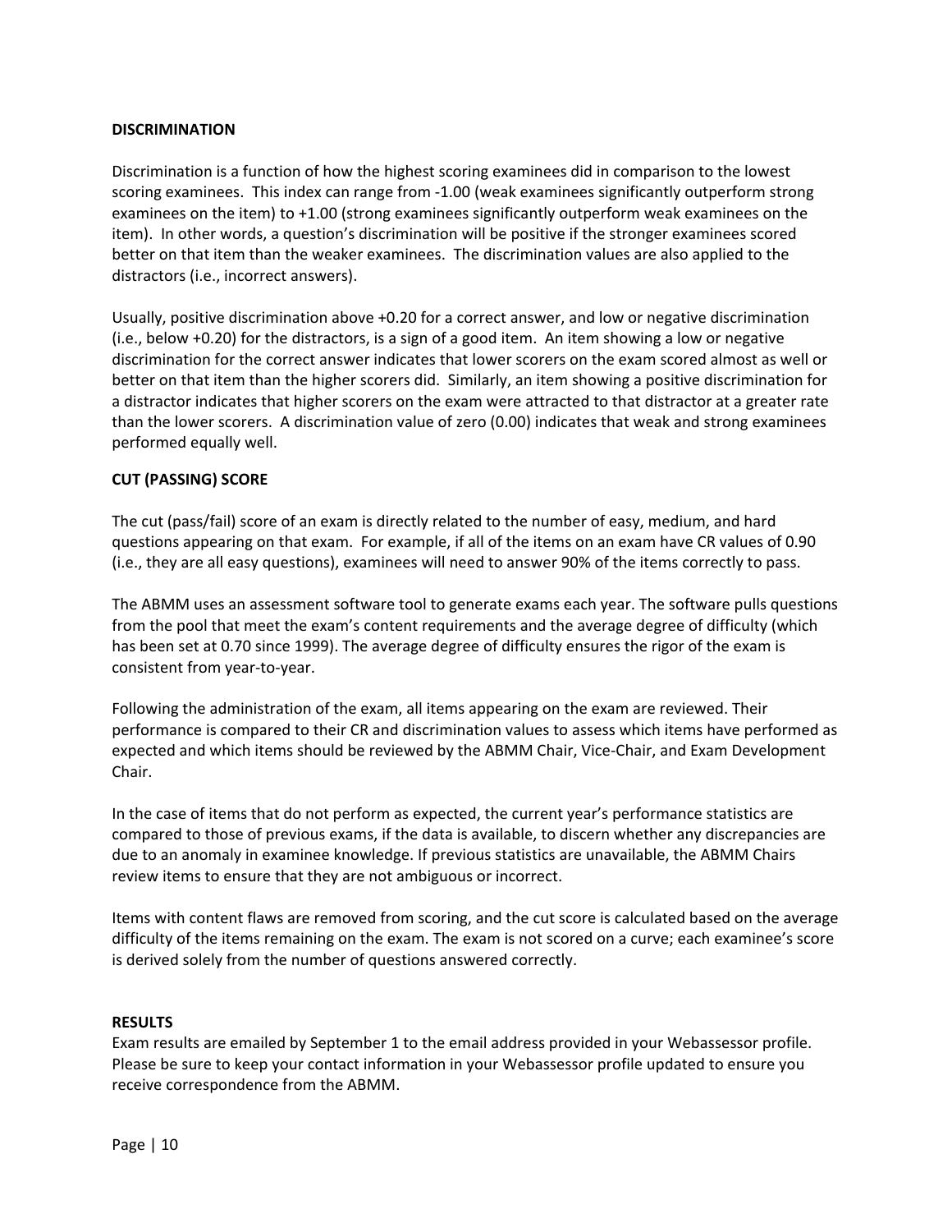**DISCRIMINATION**

Discrimination is a function of how the highest scoring examinees did in comparison to the lowest scoring examinees. This index can range from -1.00 (weak examinees significantly outperform strong examinees on the item) to +1.00 (strong examinees significantly outperform weak examinees on the item). In other words, a question's discrimination will be positive if the stronger examinees scored better on that item than the weaker examinees. The discrimination values are also applied to the distractors (i.e., incorrect answers).

Usually, positive discrimination above +0.20 for a correct answer, and low or negative discrimination (i.e., below +0.20) for the distractors, is a sign of a good item. An item showing a low or negative discrimination for the correct answer indicates that lower scorers on the exam scored almost as well or better on that item than the higher scorers did. Similarly, an item showing a positive discrimination for a distractor indicates that higher scorers on the exam were attracted to that distractor at a greater rate than the lower scorers. A discrimination value of zero (0.00) indicates that weak and strong examinees performed equally well.

**CUT (PASSING) SCORE**

The cut (pass/fail) score of an exam is directly related to the number of easy, medium, and hard questions appearing on that exam. For example, if all of the items on an exam have CR values of 0.90 (i.e., they are all easy questions), examinees will need to answer 90% of the items correctly to pass.

The ABMM uses an assessment software tool to generate exams each year. The software pulls questions from the pool that meet the exam's content requirements and the average degree of difficulty (which has been set at 0.70 since 1999). The average degree of difficulty ensures the rigor of the exam is consistent from year-to-year.

Following the administration of the exam, all items appearing on the exam are reviewed. Their performance is compared to their CR and discrimination values to assess which items have performed as expected and which items should be reviewed by the ABMM Chair, Vice-Chair, and Exam Development Chair.

In the case of items that do not perform as expected, the current year's performance statistics are compared to those of previous exams, if the data is available, to discern whether any discrepancies are due to an anomaly in examinee knowledge. If previous statistics are unavailable, the ABMM Chairs review items to ensure that they are not ambiguous or incorrect.

Items with content flaws are removed from scoring, and the cut score is calculated based on the average difficulty of the items remaining on the exam. The exam is not scored on a curve; each examinee's score is derived solely from the number of questions answered correctly.

**RESULTS**

Exam results are emailed by September 1 to the email address provided in your Webassessor profile. Please be sure to keep your contact information in your Webassessor profile updated to ensure you receive correspondence from the ABMM.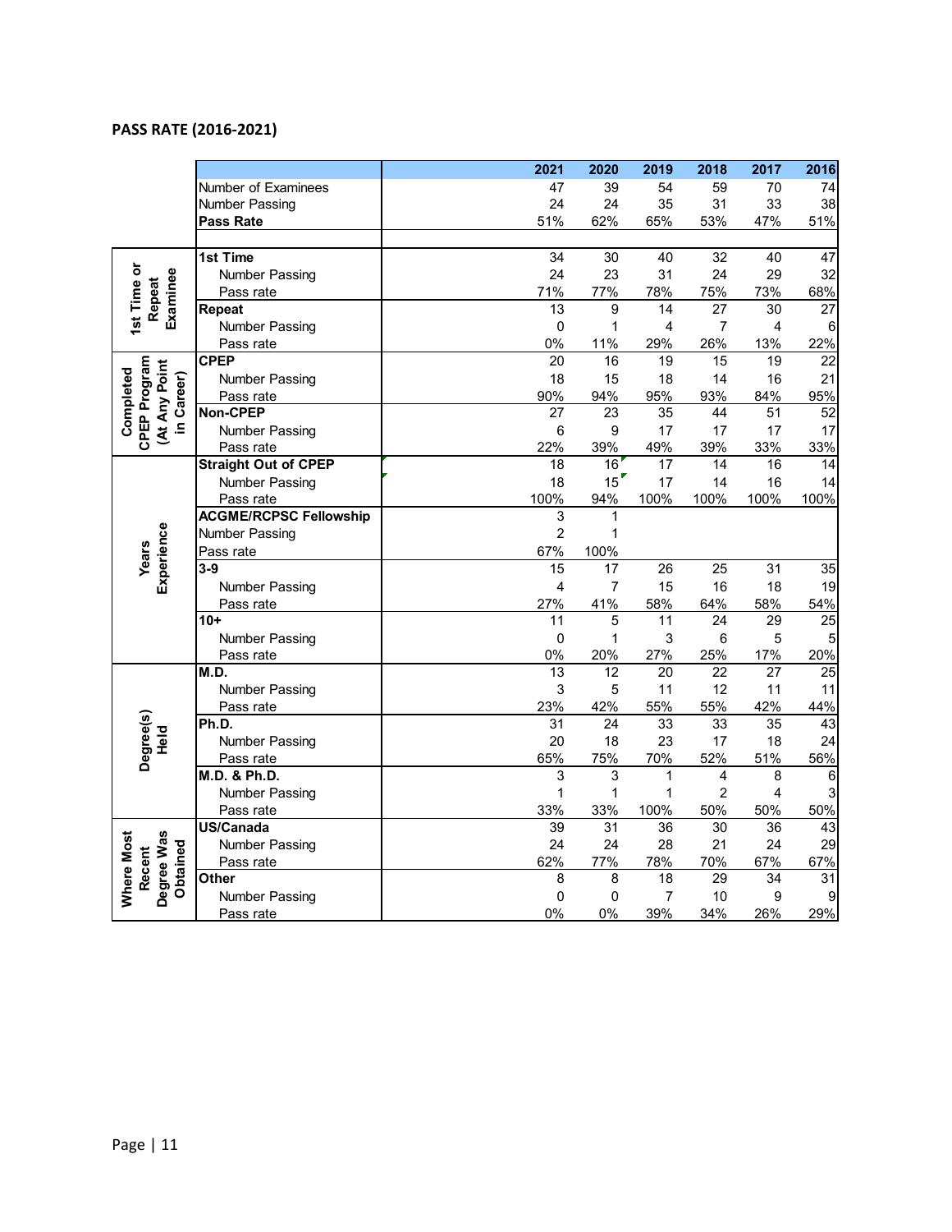**PASS RATE (2016-2021)**

| | | 2021 | 2020 | 2019 | 2018 | 2017 | 2016 |
|---|---|---|---|---|---|---|---|
| | Number of Examinees | 47 | 39 | 54 | 59 | 70 | 74 |
| | Number Passing | 24 | 24 | 35 | 31 | 33 | 38 |
| | **Pass Rate** | 51% | 62% | 65% | 53% | 47% | 51% |
| | | | | | | | |
| 1st Time or Repeat Examinee | **1st Time** | 34 | 30 | 40 | 32 | 40 | 47 |
| | Number Passing | 24 | 23 | 31 | 24 | 29 | 32 |
| | Pass rate | 71% | 77% | 78% | 75% | 73% | 68% |
| | **Repeat** | 13 | 9 | 14 | 27 | 30 | 27 |
| | Number Passing | 0 | 1 | 4 | 7 | 4 | 6 |
| | Pass rate | 0% | 11% | 29% | 26% | 13% | 22% |
| Completed CPEP Program (At Any Point in Career) | **CPEP** | 20 | 16 | 19 | 15 | 19 | 22 |
| | Number Passing | 18 | 15 | 18 | 14 | 16 | 21 |
| | Pass rate | 90% | 94% | 95% | 93% | 84% | 95% |
| | **Non-CPEP** | 27 | 23 | 35 | 44 | 51 | 52 |
| | Number Passing | 6 | 9 | 17 | 17 | 17 | 17 |
| | Pass rate | 22% | 39% | 49% | 39% | 33% | 33% |
| Years Experience | **Straight Out of CPEP** | 18 | 16 | 17 | 14 | 16 | 14 |
| | Number Passing | 18 | 15 | 17 | 14 | 16 | 14 |
| | Pass rate | 100% | 94% | 100% | 100% | 100% | 100% |
| | **ACGME/RCPSC Fellowship** | 3 | 1 | | | | |
| | Number Passing | 2 | 1 | | | | |
| | Pass rate | 67% | 100% | | | | |
| | **3-9** | 15 | 17 | 26 | 25 | 31 | 35 |
| | Number Passing | 4 | 7 | 15 | 16 | 18 | 19 |
| | Pass rate | 27% | 41% | 58% | 64% | 58% | 54% |
| | **10+** | 11 | 5 | 11 | 24 | 29 | 25 |
| | Number Passing | 0 | 1 | 3 | 6 | 5 | 5 |
| | Pass rate | 0% | 20% | 27% | 25% | 17% | 20% |
| Degree(s) Held | **M.D.** | 13 | 12 | 20 | 22 | 27 | 25 |
| | Number Passing | 3 | 5 | 11 | 12 | 11 | 11 |
| | Pass rate | 23% | 42% | 55% | 55% | 42% | 44% |
| | **Ph.D.** | 31 | 24 | 33 | 33 | 35 | 43 |
| | Number Passing | 20 | 18 | 23 | 17 | 18 | 24 |
| | Pass rate | 65% | 75% | 70% | 52% | 51% | 56% |
| | **M.D. & Ph.D.** | 3 | 3 | 1 | 4 | 8 | 6 |
| | Number Passing | 1 | 1 | 1 | 2 | 4 | 3 |
| | Pass rate | 33% | 33% | 100% | 50% | 50% | 50% |
| Where Most Recent Degree Was Obtained | **US/Canada** | 39 | 31 | 36 | 30 | 36 | 43 |
| | Number Passing | 24 | 24 | 28 | 21 | 24 | 29 |
| | Pass rate | 62% | 77% | 78% | 70% | 67% | 67% |
| | **Other** | 8 | 8 | 18 | 29 | 34 | 31 |
| | Number Passing | 0 | 0 | 7 | 10 | 9 | 9 |
| | Pass rate | 0% | 0% | 39% | 34% | 26% | 29% |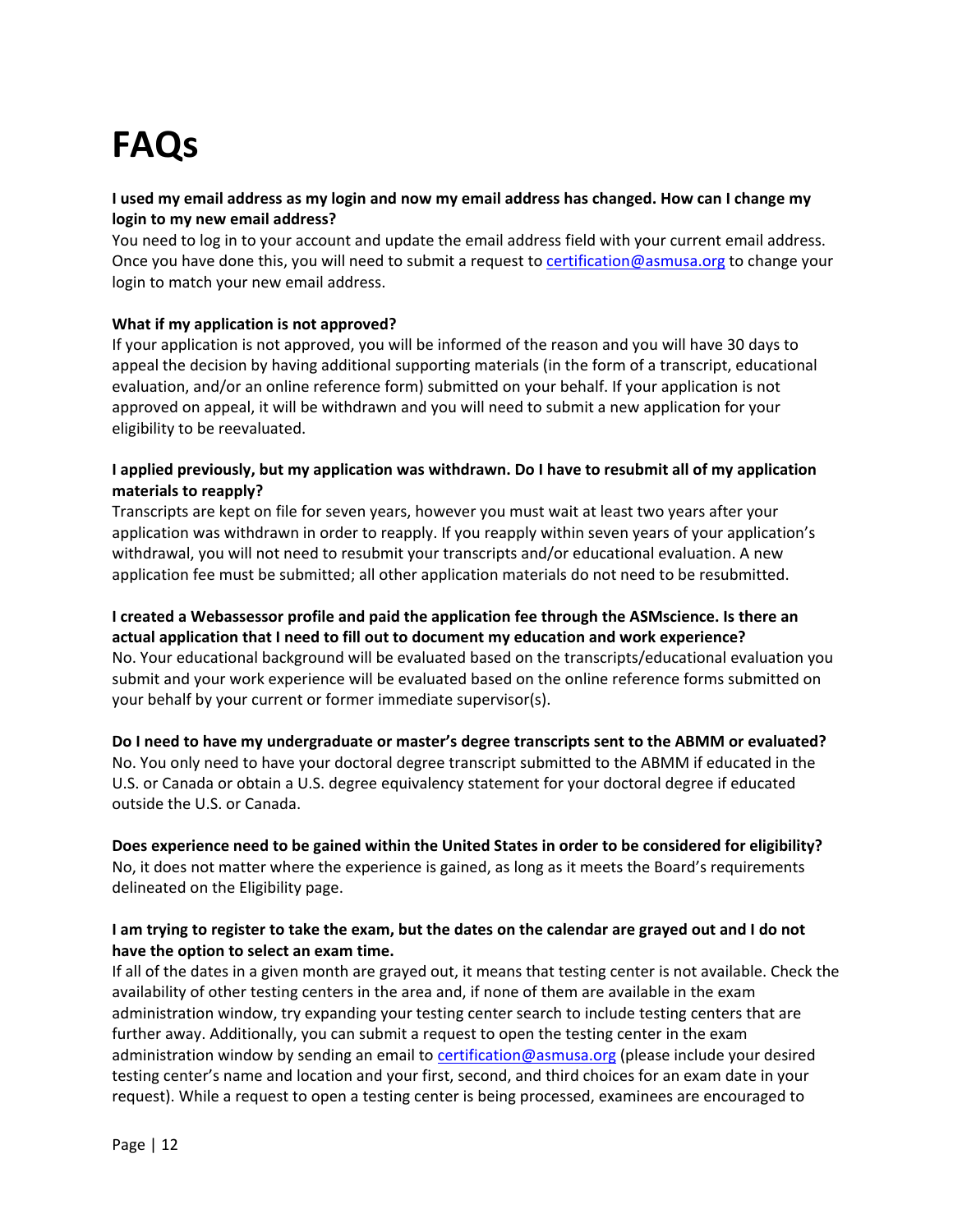# FAQs

**I used my email address as my login and now my email address has changed. How can I change my login to my new email address?**

You need to log in to your account and update the email address field with your current email address. Once you have done this, you will need to submit a request to certification@asmusa.org to change your login to match your new email address.

**What if my application is not approved?**

If your application is not approved, you will be informed of the reason and you will have 30 days to appeal the decision by having additional supporting materials (in the form of a transcript, educational evaluation, and/or an online reference form) submitted on your behalf. If your application is not approved on appeal, it will be withdrawn and you will need to submit a new application for your eligibility to be reevaluated.

**I applied previously, but my application was withdrawn. Do I have to resubmit all of my application materials to reapply?**

Transcripts are kept on file for seven years, however you must wait at least two years after your application was withdrawn in order to reapply. If you reapply within seven years of your application's withdrawal, you will not need to resubmit your transcripts and/or educational evaluation. A new application fee must be submitted; all other application materials do not need to be resubmitted.

**I created a Webassessor profile and paid the application fee through the ASMscience. Is there an actual application that I need to fill out to document my education and work experience?**

No. Your educational background will be evaluated based on the transcripts/educational evaluation you submit and your work experience will be evaluated based on the online reference forms submitted on your behalf by your current or former immediate supervisor(s).

**Do I need to have my undergraduate or master's degree transcripts sent to the ABMM or evaluated?**

No. You only need to have your doctoral degree transcript submitted to the ABMM if educated in the U.S. or Canada or obtain a U.S. degree equivalency statement for your doctoral degree if educated outside the U.S. or Canada.

**Does experience need to be gained within the United States in order to be considered for eligibility?**

No, it does not matter where the experience is gained, as long as it meets the Board's requirements delineated on the Eligibility page.

**I am trying to register to take the exam, but the dates on the calendar are grayed out and I do not have the option to select an exam time.**

If all of the dates in a given month are grayed out, it means that testing center is not available. Check the availability of other testing centers in the area and, if none of them are available in the exam administration window, try expanding your testing center search to include testing centers that are further away. Additionally, you can submit a request to open the testing center in the exam administration window by sending an email to certification@asmusa.org (please include your desired testing center's name and location and your first, second, and third choices for an exam date in your request). While a request to open a testing center is being processed, examinees are encouraged to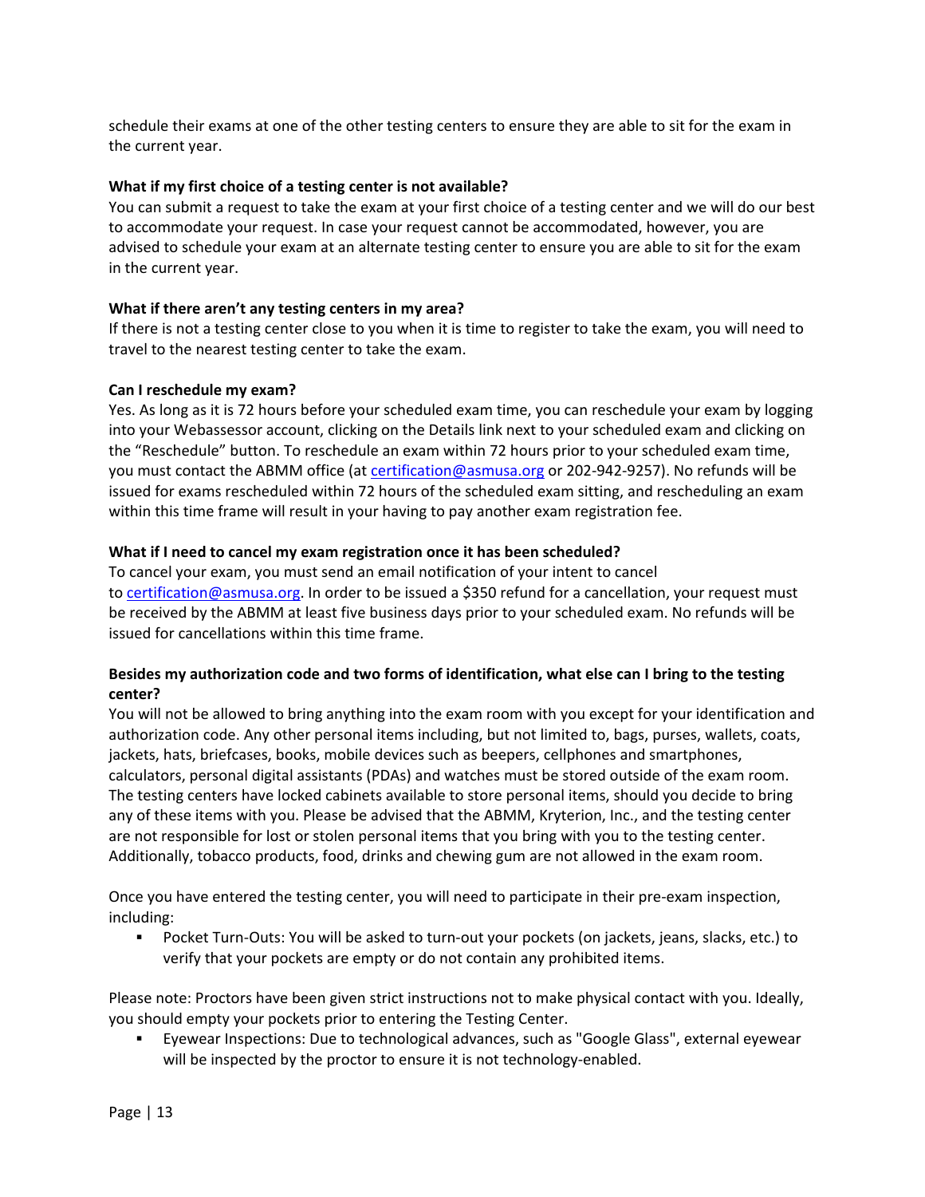schedule their exams at one of the other testing centers to ensure they are able to sit for the exam in the current year.

**What if my first choice of a testing center is not available?**

You can submit a request to take the exam at your first choice of a testing center and we will do our best to accommodate your request. In case your request cannot be accommodated, however, you are advised to schedule your exam at an alternate testing center to ensure you are able to sit for the exam in the current year.

**What if there aren't any testing centers in my area?**

If there is not a testing center close to you when it is time to register to take the exam, you will need to travel to the nearest testing center to take the exam.

**Can I reschedule my exam?**

Yes. As long as it is 72 hours before your scheduled exam time, you can reschedule your exam by logging into your Webassessor account, clicking on the Details link next to your scheduled exam and clicking on the "Reschedule" button. To reschedule an exam within 72 hours prior to your scheduled exam time, you must contact the ABMM office (at certification@asmusa.org or 202-942-9257). No refunds will be issued for exams rescheduled within 72 hours of the scheduled exam sitting, and rescheduling an exam within this time frame will result in your having to pay another exam registration fee.

**What if I need to cancel my exam registration once it has been scheduled?**

To cancel your exam, you must send an email notification of your intent to cancel to certification@asmusa.org. In order to be issued a $350 refund for a cancellation, your request must be received by the ABMM at least five business days prior to your scheduled exam. No refunds will be issued for cancellations within this time frame.

**Besides my authorization code and two forms of identification, what else can I bring to the testing center?**

You will not be allowed to bring anything into the exam room with you except for your identification and authorization code. Any other personal items including, but not limited to, bags, purses, wallets, coats, jackets, hats, briefcases, books, mobile devices such as beepers, cellphones and smartphones, calculators, personal digital assistants (PDAs) and watches must be stored outside of the exam room. The testing centers have locked cabinets available to store personal items, should you decide to bring any of these items with you. Please be advised that the ABMM, Kryterion, Inc., and the testing center are not responsible for lost or stolen personal items that you bring with you to the testing center. Additionally, tobacco products, food, drinks and chewing gum are not allowed in the exam room.

Once you have entered the testing center, you will need to participate in their pre-exam inspection, including:

- Pocket Turn-Outs: You will be asked to turn-out your pockets (on jackets, jeans, slacks, etc.) to verify that your pockets are empty or do not contain any prohibited items.

Please note: Proctors have been given strict instructions not to make physical contact with you. Ideally, you should empty your pockets prior to entering the Testing Center.

- Eyewear Inspections: Due to technological advances, such as "Google Glass", external eyewear will be inspected by the proctor to ensure it is not technology-enabled.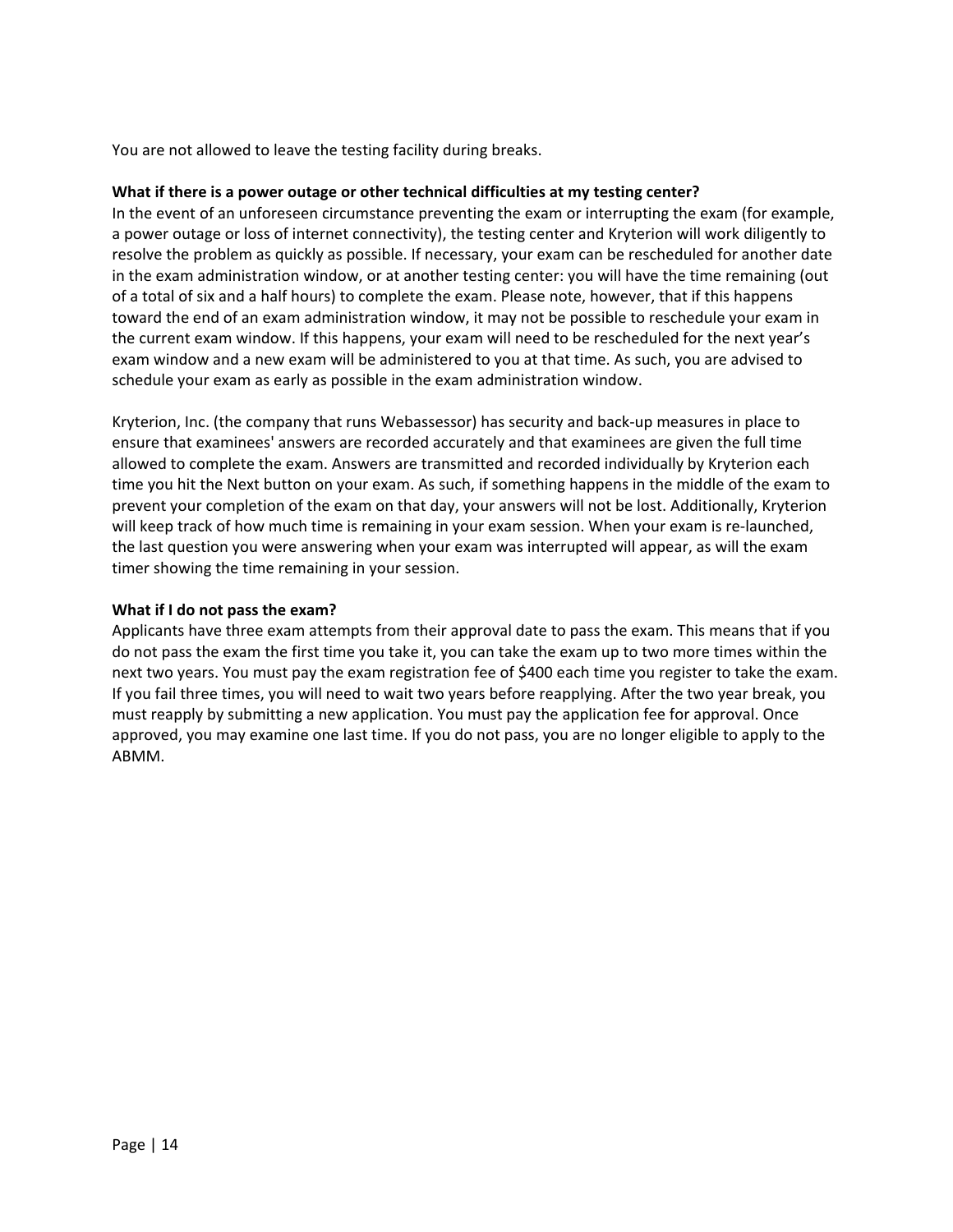You are not allowed to leave the testing facility during breaks.

**What if there is a power outage or other technical difficulties at my testing center?**

In the event of an unforeseen circumstance preventing the exam or interrupting the exam (for example, a power outage or loss of internet connectivity), the testing center and Kryterion will work diligently to resolve the problem as quickly as possible. If necessary, your exam can be rescheduled for another date in the exam administration window, or at another testing center: you will have the time remaining (out of a total of six and a half hours) to complete the exam. Please note, however, that if this happens toward the end of an exam administration window, it may not be possible to reschedule your exam in the current exam window. If this happens, your exam will need to be rescheduled for the next year's exam window and a new exam will be administered to you at that time. As such, you are advised to schedule your exam as early as possible in the exam administration window.

Kryterion, Inc. (the company that runs Webassessor) has security and back-up measures in place to ensure that examinees' answers are recorded accurately and that examinees are given the full time allowed to complete the exam. Answers are transmitted and recorded individually by Kryterion each time you hit the Next button on your exam. As such, if something happens in the middle of the exam to prevent your completion of the exam on that day, your answers will not be lost. Additionally, Kryterion will keep track of how much time is remaining in your exam session. When your exam is re-launched, the last question you were answering when your exam was interrupted will appear, as will the exam timer showing the time remaining in your session.

**What if I do not pass the exam?**

Applicants have three exam attempts from their approval date to pass the exam. This means that if you do not pass the exam the first time you take it, you can take the exam up to two more times within the next two years. You must pay the exam registration fee of $400 each time you register to take the exam. If you fail three times, you will need to wait two years before reapplying. After the two year break, you must reapply by submitting a new application. You must pay the application fee for approval. Once approved, you may examine one last time. If you do not pass, you are no longer eligible to apply to the ABMM.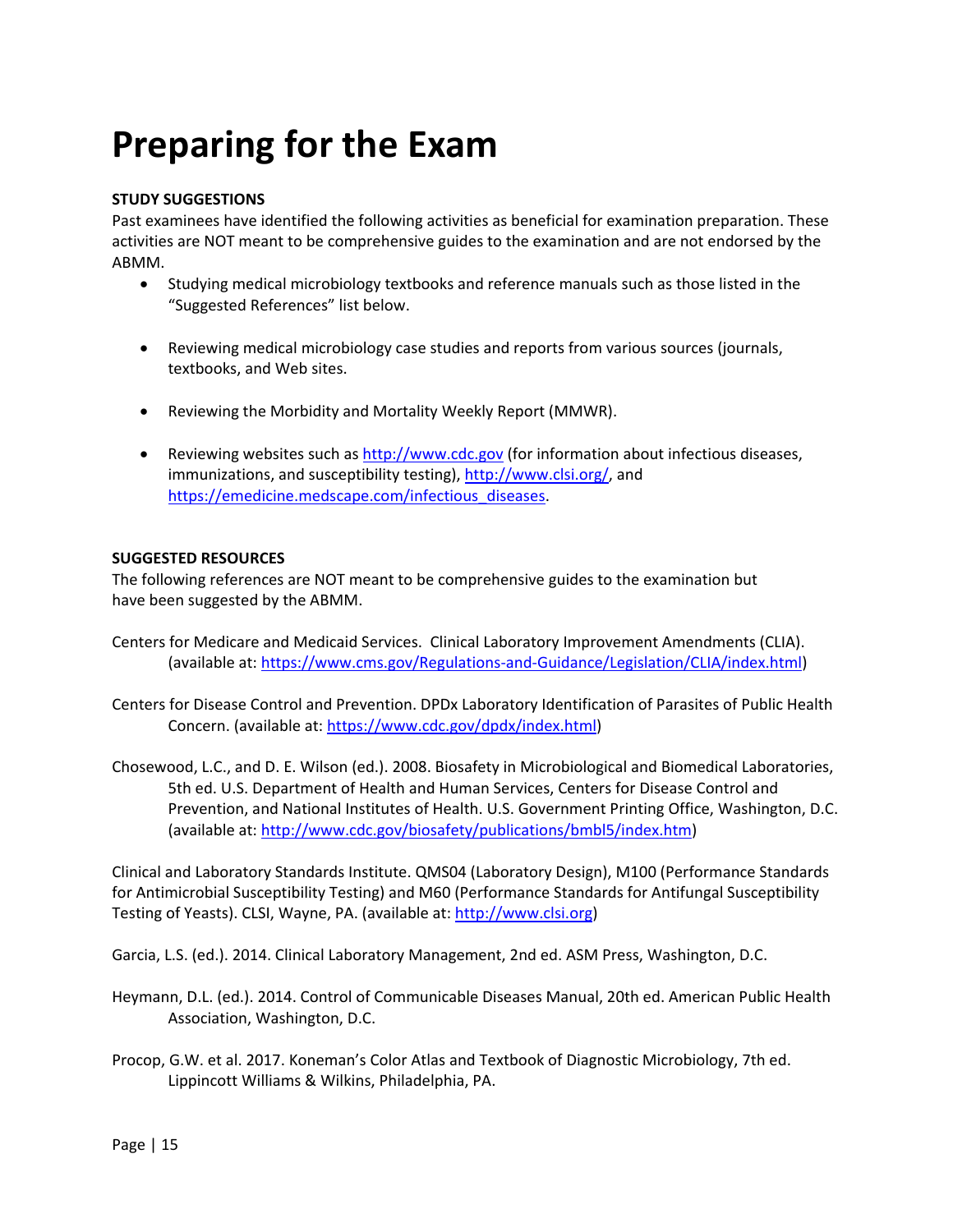# Preparing for the Exam

**STUDY SUGGESTIONS**

Past examinees have identified the following activities as beneficial for examination preparation. These activities are NOT meant to be comprehensive guides to the examination and are not endorsed by the ABMM.

- Studying medical microbiology textbooks and reference manuals such as those listed in the "Suggested References" list below.
- Reviewing medical microbiology case studies and reports from various sources (journals, textbooks, and Web sites.
- Reviewing the Morbidity and Mortality Weekly Report (MMWR).
- Reviewing websites such as http://www.cdc.gov (for information about infectious diseases, immunizations, and susceptibility testing), http://www.clsi.org/, and https://emedicine.medscape.com/infectious_diseases.

**SUGGESTED RESOURCES**

The following references are NOT meant to be comprehensive guides to the examination but have been suggested by the ABMM.

Centers for Medicare and Medicaid Services. Clinical Laboratory Improvement Amendments (CLIA). (available at: https://www.cms.gov/Regulations-and-Guidance/Legislation/CLIA/index.html)

Centers for Disease Control and Prevention. DPDx Laboratory Identification of Parasites of Public Health Concern. (available at: https://www.cdc.gov/dpdx/index.html)

Chosewood, L.C., and D. E. Wilson (ed.). 2008. Biosafety in Microbiological and Biomedical Laboratories, 5th ed. U.S. Department of Health and Human Services, Centers for Disease Control and Prevention, and National Institutes of Health. U.S. Government Printing Office, Washington, D.C. (available at: http://www.cdc.gov/biosafety/publications/bmbl5/index.htm)

Clinical and Laboratory Standards Institute. QMS04 (Laboratory Design), M100 (Performance Standards for Antimicrobial Susceptibility Testing) and M60 (Performance Standards for Antifungal Susceptibility Testing of Yeasts). CLSI, Wayne, PA. (available at: http://www.clsi.org)

Garcia, L.S. (ed.). 2014. Clinical Laboratory Management, 2nd ed. ASM Press, Washington, D.C.

Heymann, D.L. (ed.). 2014. Control of Communicable Diseases Manual, 20th ed. American Public Health Association, Washington, D.C.

Procop, G.W. et al. 2017. Koneman's Color Atlas and Textbook of Diagnostic Microbiology, 7th ed. Lippincott Williams & Wilkins, Philadelphia, PA.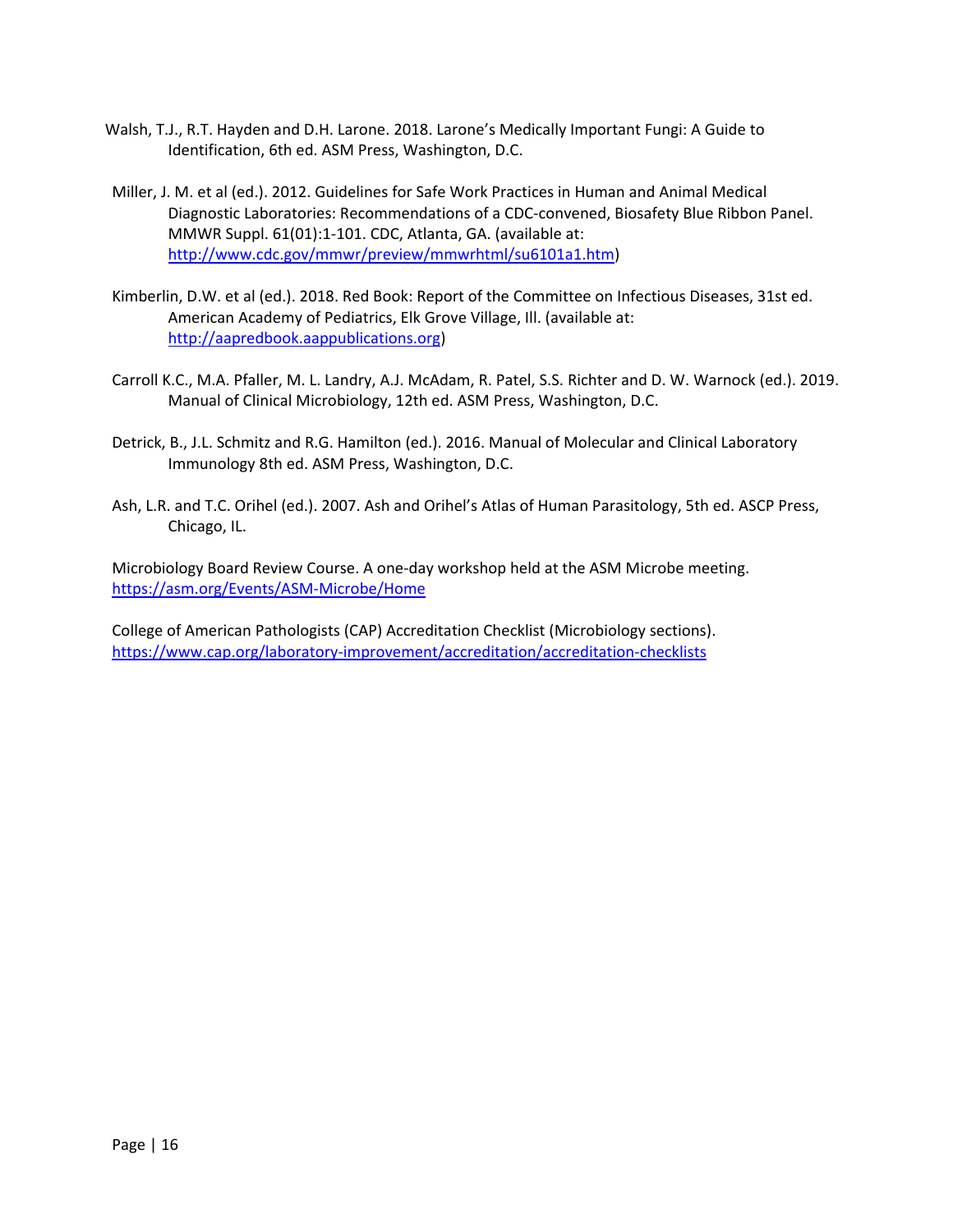Walsh, T.J., R.T. Hayden and D.H. Larone. 2018. Larone's Medically Important Fungi: A Guide to Identification, 6th ed. ASM Press, Washington, D.C.

Miller, J. M. et al (ed.). 2012. Guidelines for Safe Work Practices in Human and Animal Medical Diagnostic Laboratories: Recommendations of a CDC-convened, Biosafety Blue Ribbon Panel. MMWR Suppl. 61(01):1-101. CDC, Atlanta, GA. (available at: http://www.cdc.gov/mmwr/preview/mmwrhtml/su6101a1.htm)

Kimberlin, D.W. et al (ed.). 2018. Red Book: Report of the Committee on Infectious Diseases, 31st ed. American Academy of Pediatrics, Elk Grove Village, Ill. (available at: http://aapredbook.aappublications.org)

Carroll K.C., M.A. Pfaller, M. L. Landry, A.J. McAdam, R. Patel, S.S. Richter and D. W. Warnock (ed.). 2019. Manual of Clinical Microbiology, 12th ed. ASM Press, Washington, D.C.

Detrick, B., J.L. Schmitz and R.G. Hamilton (ed.). 2016. Manual of Molecular and Clinical Laboratory Immunology 8th ed. ASM Press, Washington, D.C.

Ash, L.R. and T.C. Orihel (ed.). 2007. Ash and Orihel's Atlas of Human Parasitology, 5th ed. ASCP Press, Chicago, IL.

Microbiology Board Review Course. A one-day workshop held at the ASM Microbe meeting. https://asm.org/Events/ASM-Microbe/Home

College of American Pathologists (CAP) Accreditation Checklist (Microbiology sections). https://www.cap.org/laboratory-improvement/accreditation/accreditation-checklists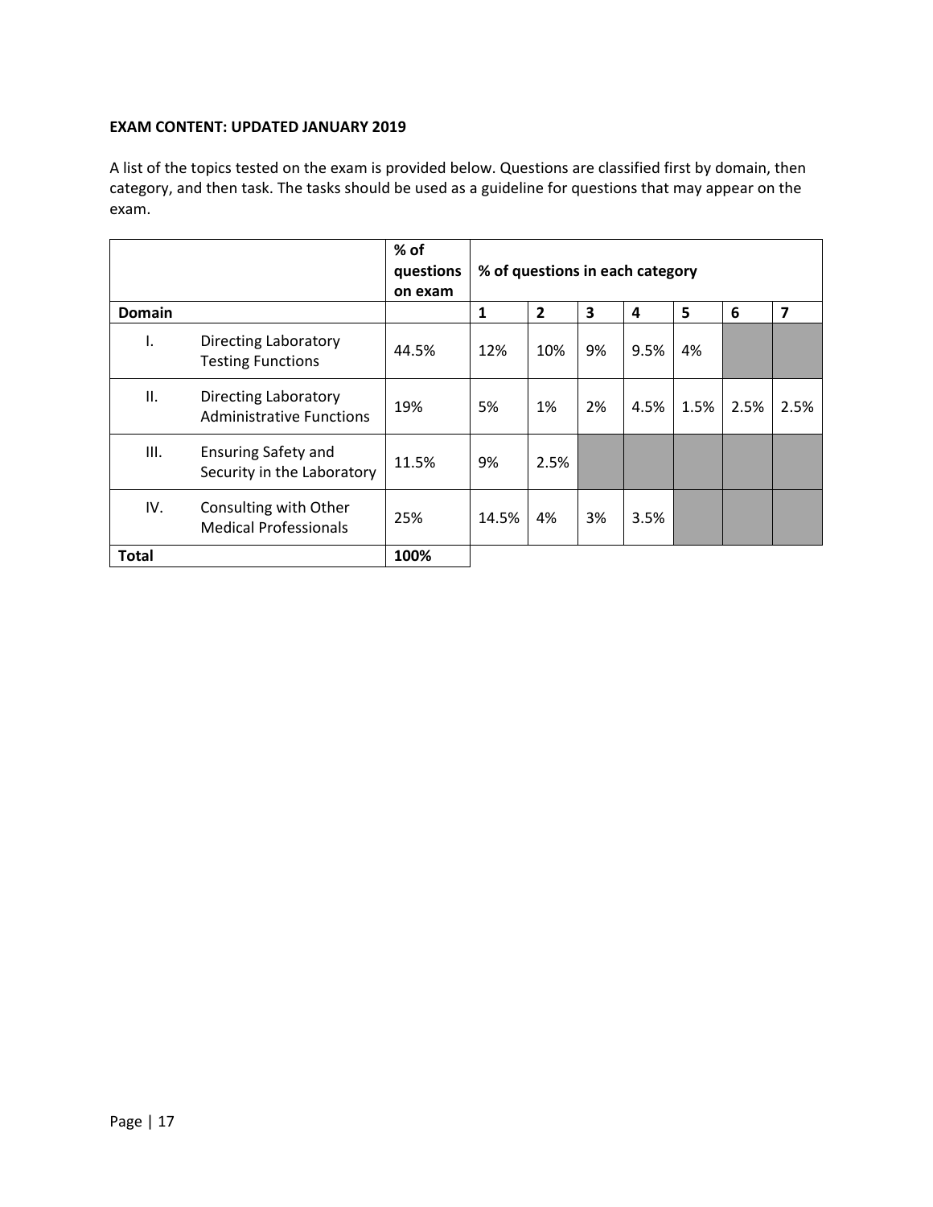**EXAM CONTENT: UPDATED JANUARY 2019**

A list of the topics tested on the exam is provided below. Questions are classified first by domain, then category, and then task. The tasks should be used as a guideline for questions that may appear on the exam.

| | | % of questions on exam | % of questions in each category | | | | | | |
|---|---|---|---|---|---|---|---|---|---|
| **Domain** | | | **1** | **2** | **3** | **4** | **5** | **6** | **7** |
| I. | Directing Laboratory Testing Functions | 44.5% | 12% | 10% | 9% | 9.5% | 4% | | |
| II. | Directing Laboratory Administrative Functions | 19% | 5% | 1% | 2% | 4.5% | 1.5% | 2.5% | 2.5% |
| III. | Ensuring Safety and Security in the Laboratory | 11.5% | 9% | 2.5% | | | | | |
| IV. | Consulting with Other Medical Professionals | 25% | 14.5% | 4% | 3% | 3.5% | | | |
| **Total** | | **100%** | | | | | | | |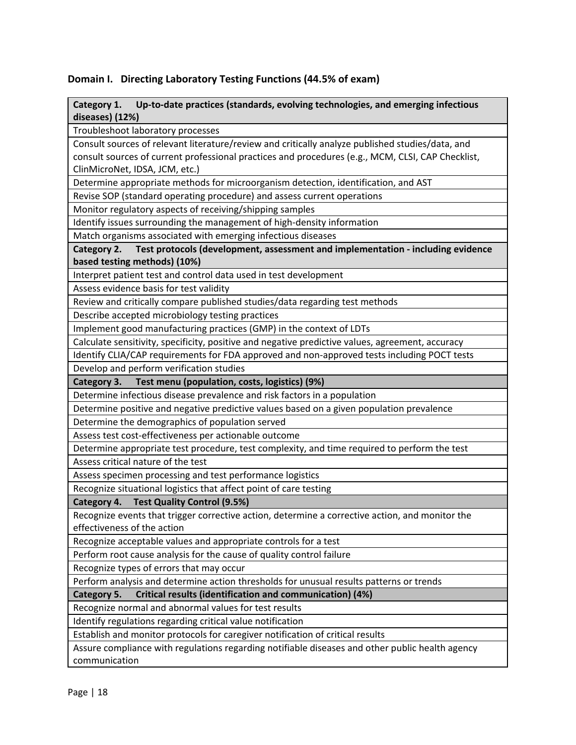### Domain I. Directing Laboratory Testing Functions (44.5% of exam)

| **Category 1. Up-to-date practices (standards, evolving technologies, and emerging infectious diseases) (12%)** |
|---|
| Troubleshoot laboratory processes |
| Consult sources of relevant literature/review and critically analyze published studies/data, and consult sources of current professional practices and procedures (e.g., MCM, CLSI, CAP Checklist, ClinMicroNet, IDSA, JCM, etc.) |
| Determine appropriate methods for microorganism detection, identification, and AST |
| Revise SOP (standard operating procedure) and assess current operations |
| Monitor regulatory aspects of receiving/shipping samples |
| Identify issues surrounding the management of high-density information |
| Match organisms associated with emerging infectious diseases |
| **Category 2. Test protocols (development, assessment and implementation - including evidence based testing methods) (10%)** |
| Interpret patient test and control data used in test development |
| Assess evidence basis for test validity |
| Review and critically compare published studies/data regarding test methods |
| Describe accepted microbiology testing practices |
| Implement good manufacturing practices (GMP) in the context of LDTs |
| Calculate sensitivity, specificity, positive and negative predictive values, agreement, accuracy |
| Identify CLIA/CAP requirements for FDA approved and non-approved tests including POCT tests |
| Develop and perform verification studies |
| **Category 3. Test menu (population, costs, logistics) (9%)** |
| Determine infectious disease prevalence and risk factors in a population |
| Determine positive and negative predictive values based on a given population prevalence |
| Determine the demographics of population served |
| Assess test cost-effectiveness per actionable outcome |
| Determine appropriate test procedure, test complexity, and time required to perform the test |
| Assess critical nature of the test |
| Assess specimen processing and test performance logistics |
| Recognize situational logistics that affect point of care testing |
| **Category 4. Test Quality Control (9.5%)** |
| Recognize events that trigger corrective action, determine a corrective action, and monitor the effectiveness of the action |
| Recognize acceptable values and appropriate controls for a test |
| Perform root cause analysis for the cause of quality control failure |
| Recognize types of errors that may occur |
| Perform analysis and determine action thresholds for unusual results patterns or trends |
| **Category 5. Critical results (identification and communication) (4%)** |
| Recognize normal and abnormal values for test results |
| Identify regulations regarding critical value notification |
| Establish and monitor protocols for caregiver notification of critical results |
| Assure compliance with regulations regarding notifiable diseases and other public health agency communication |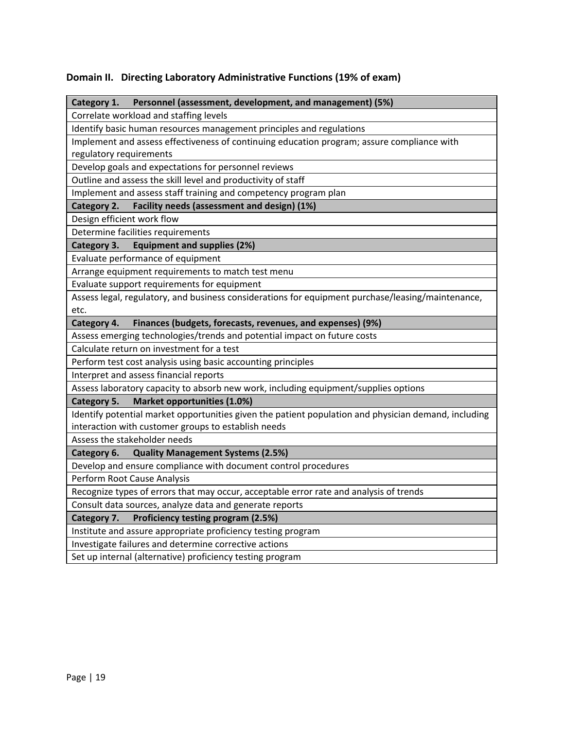## Domain II. Directing Laboratory Administrative Functions (19% of exam)

| **Category 1. Personnel (assessment, development, and management) (5%)** |
| --- |
| Correlate workload and staffing levels |
| Identify basic human resources management principles and regulations |
| Implement and assess effectiveness of continuing education program; assure compliance with regulatory requirements |
| Develop goals and expectations for personnel reviews |
| Outline and assess the skill level and productivity of staff |
| Implement and assess staff training and competency program plan |
| **Category 2. Facility needs (assessment and design) (1%)** |
| Design efficient work flow |
| Determine facilities requirements |
| **Category 3. Equipment and supplies (2%)** |
| Evaluate performance of equipment |
| Arrange equipment requirements to match test menu |
| Evaluate support requirements for equipment |
| Assess legal, regulatory, and business considerations for equipment purchase/leasing/maintenance, etc. |
| **Category 4. Finances (budgets, forecasts, revenues, and expenses) (9%)** |
| Assess emerging technologies/trends and potential impact on future costs |
| Calculate return on investment for a test |
| Perform test cost analysis using basic accounting principles |
| Interpret and assess financial reports |
| Assess laboratory capacity to absorb new work, including equipment/supplies options |
| **Category 5. Market opportunities (1.0%)** |
| Identify potential market opportunities given the patient population and physician demand, including interaction with customer groups to establish needs |
| Assess the stakeholder needs |
| **Category 6. Quality Management Systems (2.5%)** |
| Develop and ensure compliance with document control procedures |
| Perform Root Cause Analysis |
| Recognize types of errors that may occur, acceptable error rate and analysis of trends |
| Consult data sources, analyze data and generate reports |
| **Category 7. Proficiency testing program (2.5%)** |
| Institute and assure appropriate proficiency testing program |
| Investigate failures and determine corrective actions |
| Set up internal (alternative) proficiency testing program |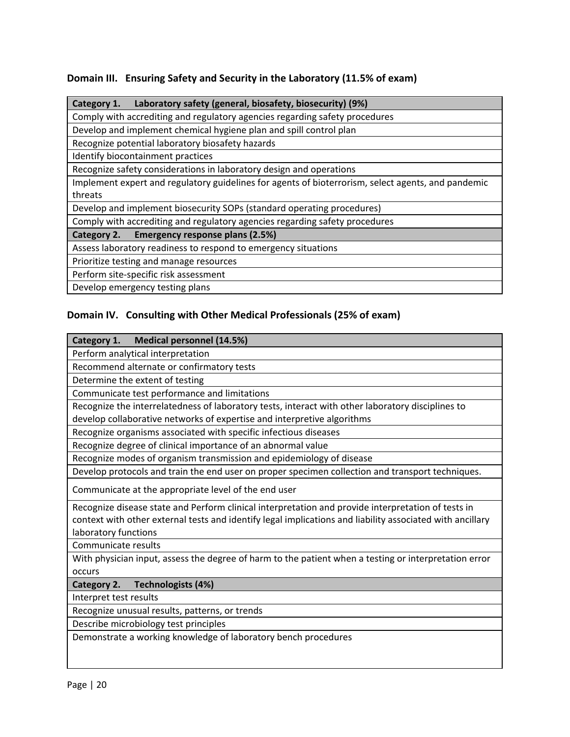### Domain III. Ensuring Safety and Security in the Laboratory (11.5% of exam)

| **Category 1. Laboratory safety (general, biosafety, biosecurity) (9%)** |
|---|
| Comply with accrediting and regulatory agencies regarding safety procedures |
| Develop and implement chemical hygiene plan and spill control plan |
| Recognize potential laboratory biosafety hazards |
| Identify biocontainment practices |
| Recognize safety considerations in laboratory design and operations |
| Implement expert and regulatory guidelines for agents of bioterrorism, select agents, and pandemic threats |
| Develop and implement biosecurity SOPs (standard operating procedures) |
| Comply with accrediting and regulatory agencies regarding safety procedures |
| **Category 2. Emergency response plans (2.5%)** |
| Assess laboratory readiness to respond to emergency situations |
| Prioritize testing and manage resources |
| Perform site-specific risk assessment |
| Develop emergency testing plans |

### Domain IV. Consulting with Other Medical Professionals (25% of exam)

| **Category 1. Medical personnel (14.5%)** |
|---|
| Perform analytical interpretation |
| Recommend alternate or confirmatory tests |
| Determine the extent of testing |
| Communicate test performance and limitations |
| Recognize the interrelatedness of laboratory tests, interact with other laboratory disciplines to develop collaborative networks of expertise and interpretive algorithms |
| Recognize organisms associated with specific infectious diseases |
| Recognize degree of clinical importance of an abnormal value |
| Recognize modes of organism transmission and epidemiology of disease |
| Develop protocols and train the end user on proper specimen collection and transport techniques. |
| Communicate at the appropriate level of the end user |
| Recognize disease state and Perform clinical interpretation and provide interpretation of tests in context with other external tests and identify legal implications and liability associated with ancillary laboratory functions |
| Communicate results |
| With physician input, assess the degree of harm to the patient when a testing or interpretation error occurs |
| **Category 2. Technologists (4%)** |
| Interpret test results |
| Recognize unusual results, patterns, or trends |
| Describe microbiology test principles |
| Demonstrate a working knowledge of laboratory bench procedures |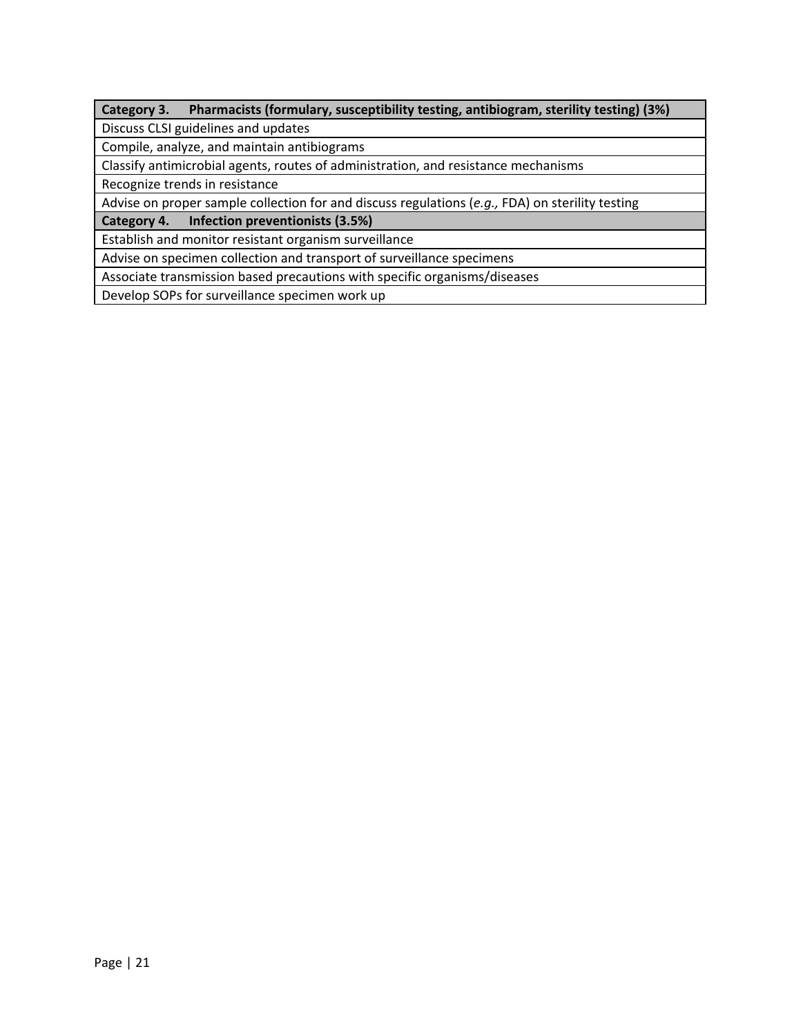| Category 3. Pharmacists (formulary, susceptibility testing, antibiogram, sterility testing) (3%) |
| --- |
| Discuss CLSI guidelines and updates |
| Compile, analyze, and maintain antibiograms |
| Classify antimicrobial agents, routes of administration, and resistance mechanisms |
| Recognize trends in resistance |
| Advise on proper sample collection for and discuss regulations (*e.g.,* FDA) on sterility testing |
| **Category 4. Infection preventionists (3.5%)** |
| Establish and monitor resistant organism surveillance |
| Advise on specimen collection and transport of surveillance specimens |
| Associate transmission based precautions with specific organisms/diseases |
| Develop SOPs for surveillance specimen work up |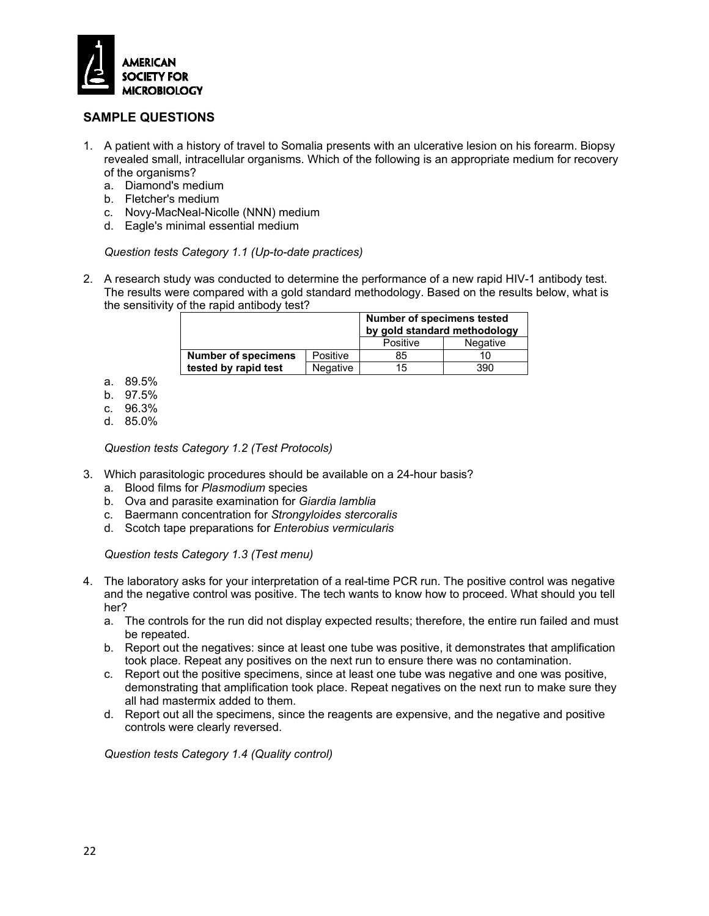## SAMPLE QUESTIONS

1. A patient with a history of travel to Somalia presents with an ulcerative lesion on his forearm. Biopsy revealed small, intracellular organisms. Which of the following is an appropriate medium for recovery of the organisms?
   a. Diamond's medium
   b. Fletcher's medium
   c. Novy-MacNeal-Nicolle (NNN) medium
   d. Eagle's minimal essential medium

   *Question tests Category 1.1 (Up-to-date practices)*

2. A research study was conducted to determine the performance of a new rapid HIV-1 antibody test. The results were compared with a gold standard methodology. Based on the results below, what is the sensitivity of the rapid antibody test?

   | | | **Number of specimens tested by gold standard methodology** | |
   |---|---|---|---|
   | | | Positive | Negative |
   | **Number of specimens tested by rapid test** | Positive | 85 | 10 |
   | | Negative | 15 | 390 |

   a. 89.5%
   b. 97.5%
   c. 96.3%
   d. 85.0%

   *Question tests Category 1.2 (Test Protocols)*

3. Which parasitologic procedures should be available on a 24-hour basis?
   a. Blood films for *Plasmodium* species
   b. Ova and parasite examination for *Giardia lamblia*
   c. Baermann concentration for *Strongyloides stercoralis*
   d. Scotch tape preparations for *Enterobius vermicularis*

   *Question tests Category 1.3 (Test menu)*

4. The laboratory asks for your interpretation of a real-time PCR run. The positive control was negative and the negative control was positive. The tech wants to know how to proceed. What should you tell her?
   a. The controls for the run did not display expected results; therefore, the entire run failed and must be repeated.
   b. Report out the negatives: since at least one tube was positive, it demonstrates that amplification took place. Repeat any positives on the next run to ensure there was no contamination.
   c. Report out the positive specimens, since at least one tube was negative and one was positive, demonstrating that amplification took place. Repeat negatives on the next run to make sure they all had mastermix added to them.
   d. Report out all the specimens, since the reagents are expensive, and the negative and positive controls were clearly reversed.

   *Question tests Category 1.4 (Quality control)*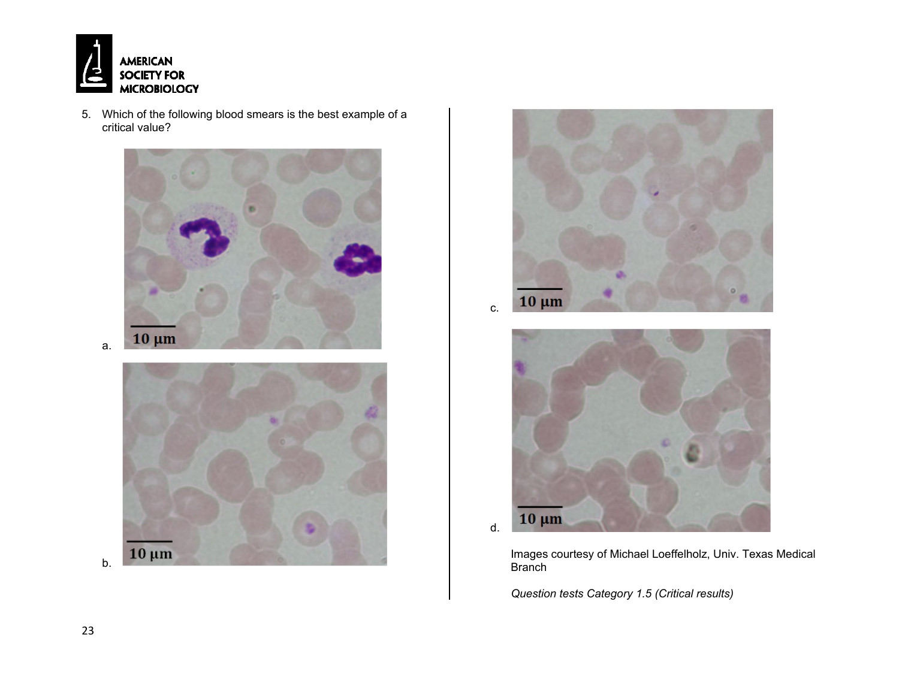5. Which of the following blood smears is the best example of a critical value?

a.

b.

c.

d.

Images courtesy of Michael Loeffelholz, Univ. Texas Medical Branch

*Question tests Category 1.5 (Critical results)*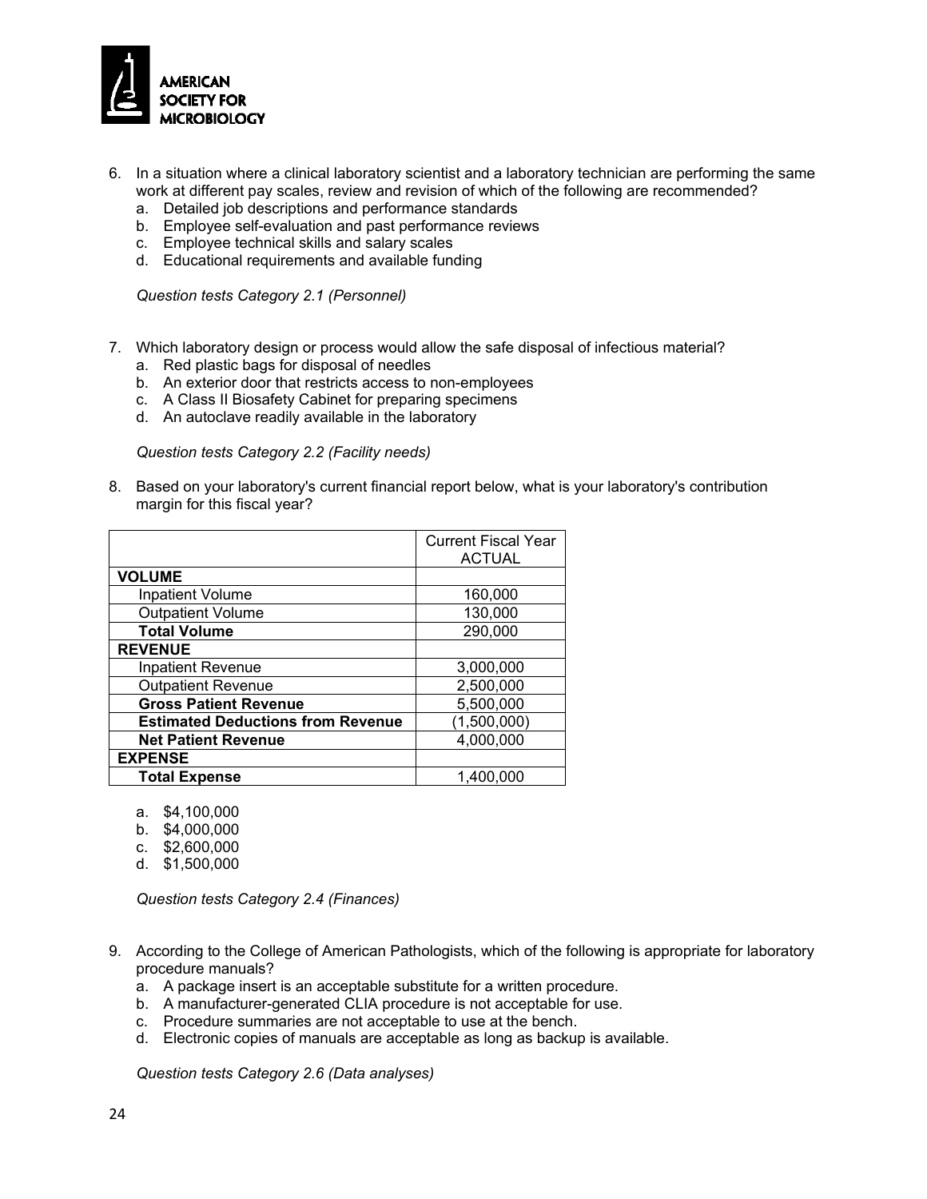6. In a situation where a clinical laboratory scientist and a laboratory technician are performing the same work at different pay scales, review and revision of which of the following are recommended?
   a. Detailed job descriptions and performance standards
   b. Employee self-evaluation and past performance reviews
   c. Employee technical skills and salary scales
   d. Educational requirements and available funding

   *Question tests Category 2.1 (Personnel)*

7. Which laboratory design or process would allow the safe disposal of infectious material?
   a. Red plastic bags for disposal of needles
   b. An exterior door that restricts access to non-employees
   c. A Class II Biosafety Cabinet for preparing specimens
   d. An autoclave readily available in the laboratory

   *Question tests Category 2.2 (Facility needs)*

8. Based on your laboratory's current financial report below, what is your laboratory's contribution margin for this fiscal year?

| | Current Fiscal Year ACTUAL |
|---|---|
| **VOLUME** | |
| Inpatient Volume | 160,000 |
| Outpatient Volume | 130,000 |
| **Total Volume** | 290,000 |
| **REVENUE** | |
| Inpatient Revenue | 3,000,000 |
| Outpatient Revenue | 2,500,000 |
| **Gross Patient Revenue** | 5,500,000 |
| **Estimated Deductions from Revenue** | (1,500,000) |
| **Net Patient Revenue** | 4,000,000 |
| **EXPENSE** | |
| **Total Expense** | 1,400,000 |

   a. $4,100,000
   b. $4,000,000
   c. $2,600,000
   d. $1,500,000

   *Question tests Category 2.4 (Finances)*

9. According to the College of American Pathologists, which of the following is appropriate for laboratory procedure manuals?
   a. A package insert is an acceptable substitute for a written procedure.
   b. A manufacturer-generated CLIA procedure is not acceptable for use.
   c. Procedure summaries are not acceptable to use at the bench.
   d. Electronic copies of manuals are acceptable as long as backup is available.

   *Question tests Category 2.6 (Data analyses)*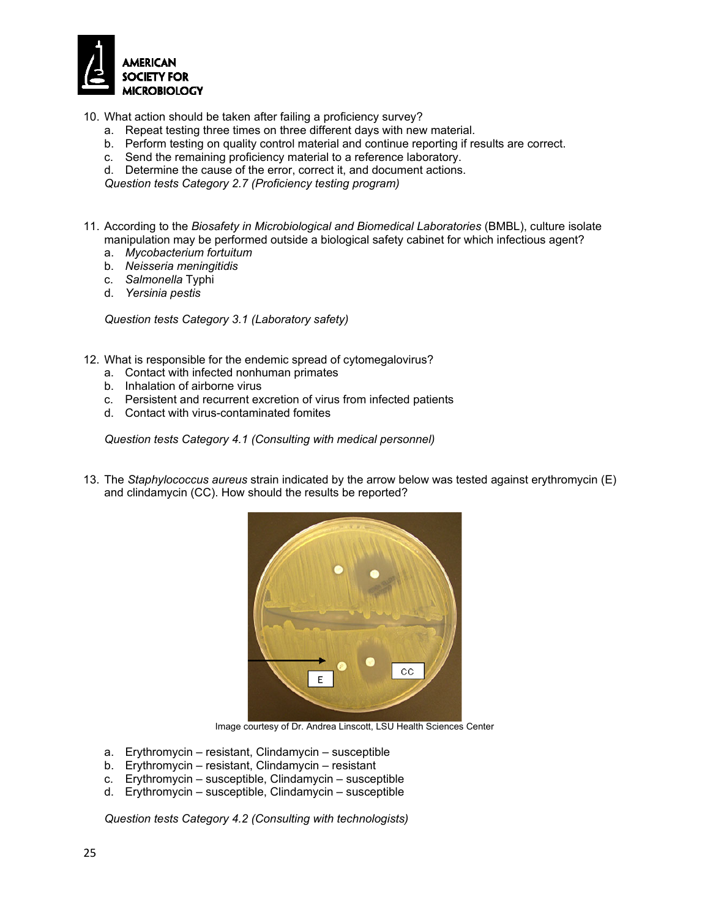10. What action should be taken after failing a proficiency survey?
    a. Repeat testing three times on three different days with new material.
    b. Perform testing on quality control material and continue reporting if results are correct.
    c. Send the remaining proficiency material to a reference laboratory.
    d. Determine the cause of the error, correct it, and document actions.

    *Question tests Category 2.7 (Proficiency testing program)*

11. According to the *Biosafety in Microbiological and Biomedical Laboratories* (BMBL), culture isolate manipulation may be performed outside a biological safety cabinet for which infectious agent?
    a. *Mycobacterium fortuitum*
    b. *Neisseria meningitidis*
    c. *Salmonella* Typhi
    d. *Yersinia pestis*

    *Question tests Category 3.1 (Laboratory safety)*

12. What is responsible for the endemic spread of cytomegalovirus?
    a. Contact with infected nonhuman primates
    b. Inhalation of airborne virus
    c. Persistent and recurrent excretion of virus from infected patients
    d. Contact with virus-contaminated fomites

    *Question tests Category 4.1 (Consulting with medical personnel)*

13. The *Staphylococcus aureus* strain indicated by the arrow below was tested against erythromycin (E) and clindamycin (CC). How should the results be reported?

    Image courtesy of Dr. Andrea Linscott, LSU Health Sciences Center

    a. Erythromycin – resistant, Clindamycin – susceptible
    b. Erythromycin – resistant, Clindamycin – resistant
    c. Erythromycin – susceptible, Clindamycin – susceptible
    d. Erythromycin – susceptible, Clindamycin – susceptible

    *Question tests Category 4.2 (Consulting with technologists)*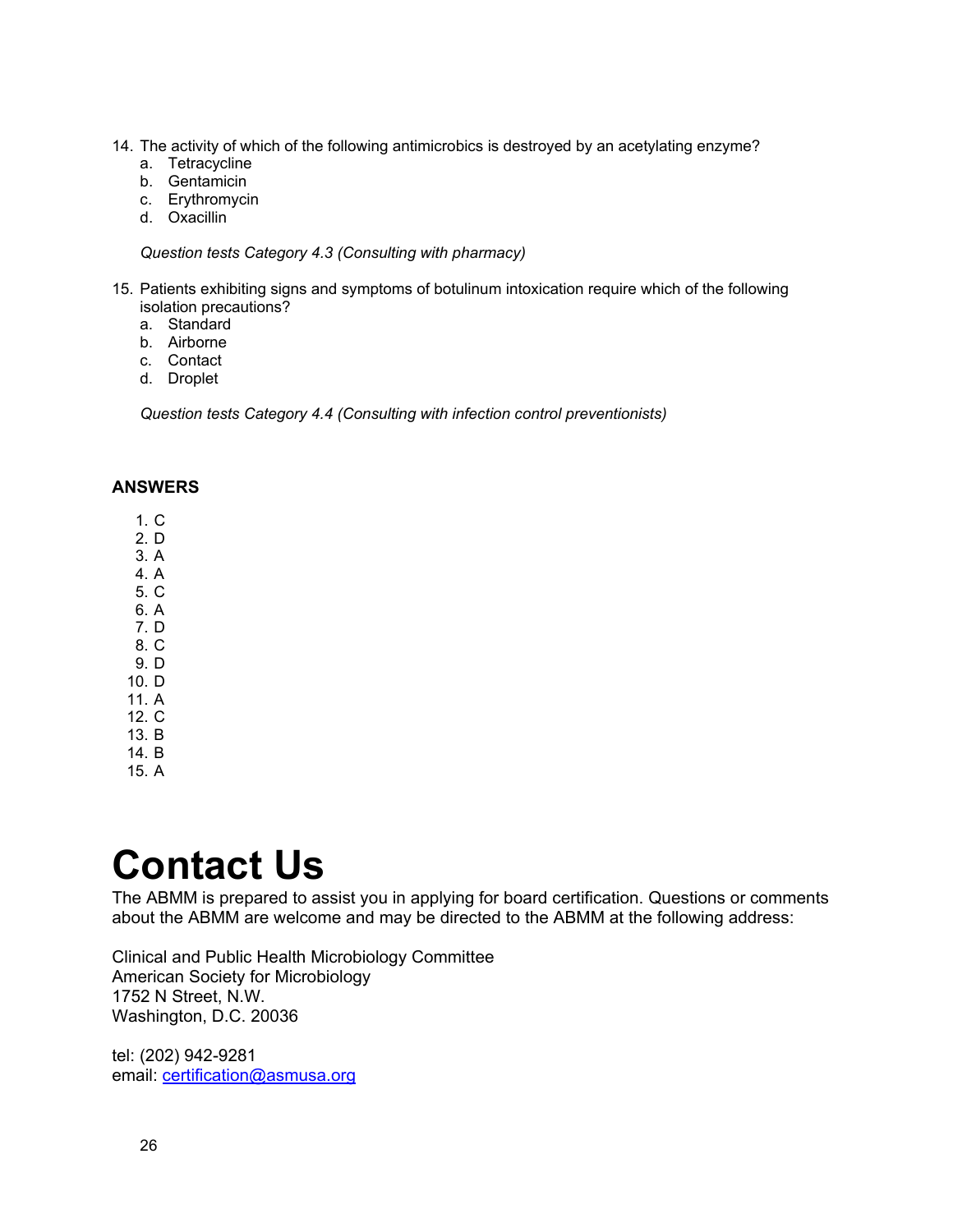14. The activity of which of the following antimicrobics is destroyed by an acetylating enzyme?
    a. Tetracycline
    b. Gentamicin
    c. Erythromycin
    d. Oxacillin

    *Question tests Category 4.3 (Consulting with pharmacy)*

15. Patients exhibiting signs and symptoms of botulinum intoxication require which of the following isolation precautions?
    a. Standard
    b. Airborne
    c. Contact
    d. Droplet

    *Question tests Category 4.4 (Consulting with infection control preventionists)*

**ANSWERS**

1. C
2. D
3. A
4. A
5. C
6. A
7. D
8. C
9. D
10. D
11. A
12. C
13. B
14. B
15. A

# Contact Us

The ABMM is prepared to assist you in applying for board certification. Questions or comments about the ABMM are welcome and may be directed to the ABMM at the following address:

Clinical and Public Health Microbiology Committee
American Society for Microbiology
1752 N Street, N.W.
Washington, D.C. 20036

tel: (202) 942-9281
email: certification@asmusa.org